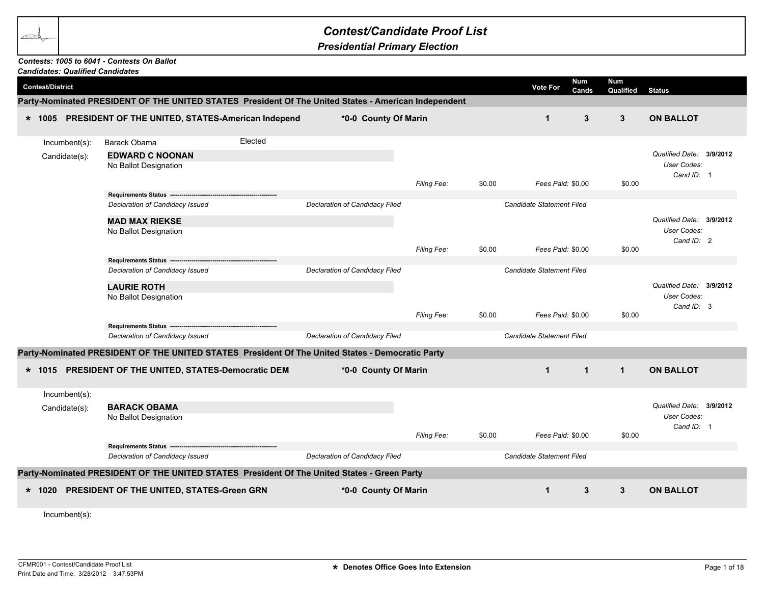# Contest/Candidate Proof List

## Presidential Primary Election

***Contests: 1005 to 6041 - Contests On Ballot***
***Candidates: Qualified Candidates***

| Contest/District | | Vote For | Num Cands | Num Qualified | Status |
|---|---|---|---|---|---|

### Party-Nominated PRESIDENT OF THE UNITED STATES President Of The United States - American Independent

| | | Vote For | Num Cands | Num Qualified | Status |
|---|---|---|---|---|---|
| **\* 1005 PRESIDENT OF THE UNITED, STATES-American Independ** | **\*0-0 County Of Marin** | **1** | **3** | **3** | **ON BALLOT** |

Incumbent(s): Barack Obama — Elected

Candidate(s):

**EDWARD C NOONAN**
No Ballot Designation

*Qualified Date:* **3/9/2012**
*User Codes:*
*Cand ID:* 1

*Filing Fee:* $0.00 *Fees Paid:* $0.00 $0.00

**Requirements Status** -------------------------------------------------------
*Declaration of Candidacy Issued* | *Declaration of Candidacy Filed* | *Candidate Statement Filed*

**MAD MAX RIEKSE**
No Ballot Designation

*Qualified Date:* **3/9/2012**
*User Codes:*
*Cand ID:* 2

*Filing Fee:* $0.00 *Fees Paid:* $0.00 $0.00

**Requirements Status** -------------------------------------------------------
*Declaration of Candidacy Issued* | *Declaration of Candidacy Filed* | *Candidate Statement Filed*

**LAURIE ROTH**
No Ballot Designation

*Qualified Date:* **3/9/2012**
*User Codes:*
*Cand ID:* 3

*Filing Fee:* $0.00 *Fees Paid:* $0.00 $0.00

**Requirements Status** -------------------------------------------------------
*Declaration of Candidacy Issued* | *Declaration of Candidacy Filed* | *Candidate Statement Filed*

### Party-Nominated PRESIDENT OF THE UNITED STATES President Of The United States - Democratic Party

| | | Vote For | Num Cands | Num Qualified | Status |
|---|---|---|---|---|---|
| **\* 1015 PRESIDENT OF THE UNITED, STATES-Democratic DEM** | **\*0-0 County Of Marin** | **1** | **1** | **1** | **ON BALLOT** |

Incumbent(s):

Candidate(s):

**BARACK OBAMA**
No Ballot Designation

*Qualified Date:* **3/9/2012**
*User Codes:*
*Cand ID:* 1

*Filing Fee:* $0.00 *Fees Paid:* $0.00 $0.00

**Requirements Status** -------------------------------------------------------
*Declaration of Candidacy Issued* | *Declaration of Candidacy Filed* | *Candidate Statement Filed*

### Party-Nominated PRESIDENT OF THE UNITED STATES President Of The United States - Green Party

| | | Vote For | Num Cands | Num Qualified | Status |
|---|---|---|---|---|---|
| **\* 1020 PRESIDENT OF THE UNITED, STATES-Green GRN** | **\*0-0 County Of Marin** | **1** | **3** | **3** | **ON BALLOT** |

Incumbent(s):

CFMR001 - Contest/Candidate Proof List
Print Date and Time: 3/28/2012 3:47:53PM

**\* Denotes Office Goes Into Extension**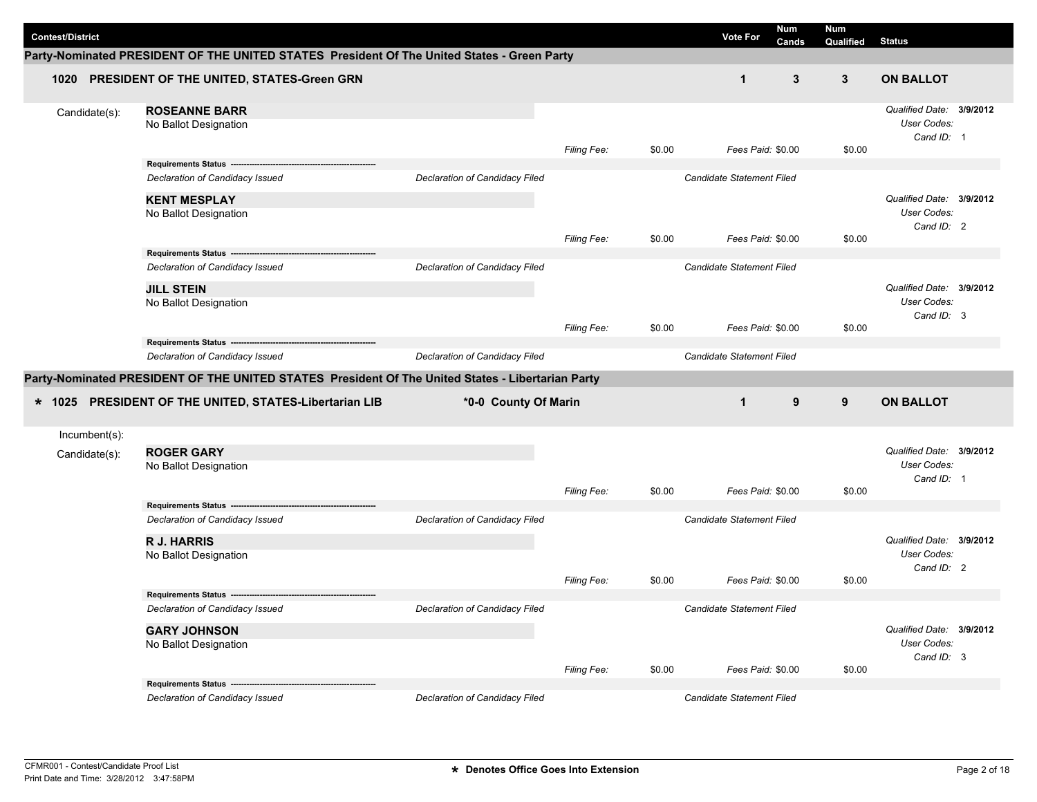| Contest/District | Vote For | Num Cands | Num Qualified | Status |
|---|---|---|---|---|

## Party-Nominated PRESIDENT OF THE UNITED STATES President Of The United States - Green Party

| Contest/District | Vote For | Num Cands | Num Qualified | Status |
|---|---|---|---|---|
| **1020 PRESIDENT OF THE UNITED, STATES-Green GRN** | **1** | **3** | **3** | **ON BALLOT** |

Candidate(s):

**ROSEANNE BARR**
No Ballot Designation
*Filing Fee:* $0.00 *Fees Paid:* $0.00 $0.00
*Qualified Date:* **3/9/2012**
*User Codes:*
*Cand ID:* 1

**Requirements Status**
*Declaration of Candidacy Issued* | *Declaration of Candidacy Filed* | *Candidate Statement Filed*

**KENT MESPLAY**
No Ballot Designation
*Filing Fee:* $0.00 *Fees Paid:* $0.00 $0.00
*Qualified Date:* **3/9/2012**
*User Codes:*
*Cand ID:* 2

**Requirements Status**
*Declaration of Candidacy Issued* | *Declaration of Candidacy Filed* | *Candidate Statement Filed*

**JILL STEIN**
No Ballot Designation
*Filing Fee:* $0.00 *Fees Paid:* $0.00 $0.00
*Qualified Date:* **3/9/2012**
*User Codes:*
*Cand ID:* 3

**Requirements Status**
*Declaration of Candidacy Issued* | *Declaration of Candidacy Filed* | *Candidate Statement Filed*

## Party-Nominated PRESIDENT OF THE UNITED STATES President Of The United States - Libertarian Party

| Contest/District | | Vote For | Num Cands | Num Qualified | Status |
|---|---|---|---|---|---|
| **\* 1025 PRESIDENT OF THE UNITED, STATES-Libertarian LIB** | ***0-0 County Of Marin** | **1** | **9** | **9** | **ON BALLOT** |

Incumbent(s):

Candidate(s):

**ROGER GARY**
No Ballot Designation
*Filing Fee:* $0.00 *Fees Paid:* $0.00 $0.00
*Qualified Date:* **3/9/2012**
*User Codes:*
*Cand ID:* 1

**Requirements Status**
*Declaration of Candidacy Issued* | *Declaration of Candidacy Filed* | *Candidate Statement Filed*

**R J. HARRIS**
No Ballot Designation
*Filing Fee:* $0.00 *Fees Paid:* $0.00 $0.00
*Qualified Date:* **3/9/2012**
*User Codes:*
*Cand ID:* 2

**Requirements Status**
*Declaration of Candidacy Issued* | *Declaration of Candidacy Filed* | *Candidate Statement Filed*

**GARY JOHNSON**
No Ballot Designation
*Filing Fee:* $0.00 *Fees Paid:* $0.00 $0.00
*Qualified Date:* **3/9/2012**
*User Codes:*
*Cand ID:* 3

**Requirements Status**
*Declaration of Candidacy Issued* | *Declaration of Candidacy Filed* | *Candidate Statement Filed*

CFMR001 - Contest/Candidate Proof List
Print Date and Time: 3/28/2012 3:47:58PM

**\* Denotes Office Goes Into Extension**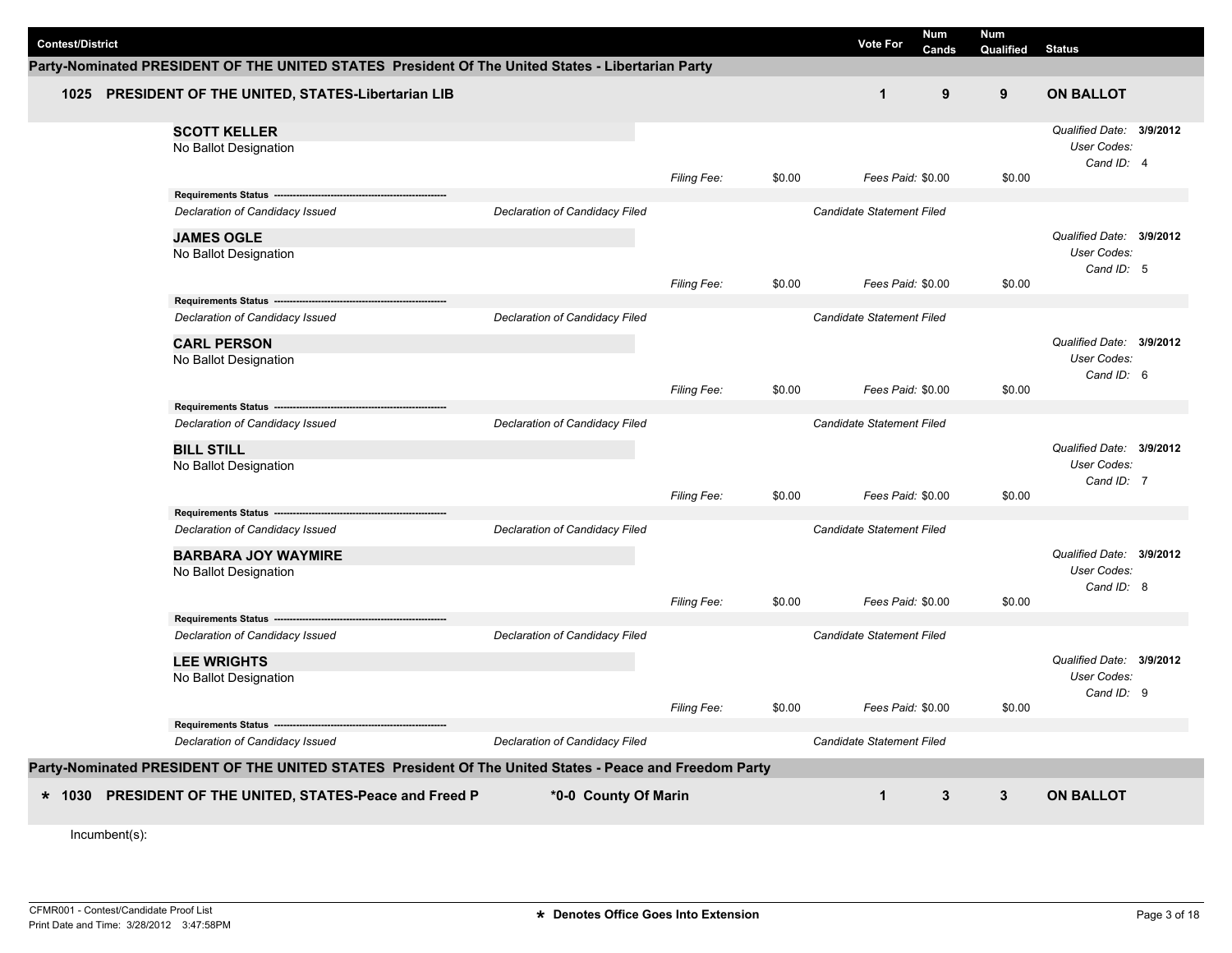| Contest/District | | Vote For | Num Cands | Num Qualified | Status |
|---|---|---|---|---|---|

**Party-Nominated PRESIDENT OF THE UNITED STATES President Of The United States - Libertarian Party**

| | | Vote For | Num Cands | Num Qualified | Status |
|---|---|---|---|---|---|
| **1025** | **PRESIDENT OF THE UNITED, STATES-Libertarian LIB** | **1** | **9** | **9** | **ON BALLOT** |

**SCOTT KELLER**
No Ballot Designation

*Filing Fee:* $0.00 *Fees Paid:* $0.00 $0.00

*Qualified Date:* **3/9/2012**
*User Codes:*
*Cand ID:* 4

**Requirements Status** ----------------------------------------------------------
*Declaration of Candidacy Issued* | *Declaration of Candidacy Filed* | *Candidate Statement Filed*

**JAMES OGLE**
No Ballot Designation

*Filing Fee:* $0.00 *Fees Paid:* $0.00 $0.00

*Qualified Date:* **3/9/2012**
*User Codes:*
*Cand ID:* 5

**Requirements Status** ----------------------------------------------------------
*Declaration of Candidacy Issued* | *Declaration of Candidacy Filed* | *Candidate Statement Filed*

**CARL PERSON**
No Ballot Designation

*Filing Fee:* $0.00 *Fees Paid:* $0.00 $0.00

*Qualified Date:* **3/9/2012**
*User Codes:*
*Cand ID:* 6

**Requirements Status** ----------------------------------------------------------
*Declaration of Candidacy Issued* | *Declaration of Candidacy Filed* | *Candidate Statement Filed*

**BILL STILL**
No Ballot Designation

*Filing Fee:* $0.00 *Fees Paid:* $0.00 $0.00

*Qualified Date:* **3/9/2012**
*User Codes:*
*Cand ID:* 7

**Requirements Status** ----------------------------------------------------------
*Declaration of Candidacy Issued* | *Declaration of Candidacy Filed* | *Candidate Statement Filed*

**BARBARA JOY WAYMIRE**
No Ballot Designation

*Filing Fee:* $0.00 *Fees Paid:* $0.00 $0.00

*Qualified Date:* **3/9/2012**
*User Codes:*
*Cand ID:* 8

**Requirements Status** ----------------------------------------------------------
*Declaration of Candidacy Issued* | *Declaration of Candidacy Filed* | *Candidate Statement Filed*

**LEE WRIGHTS**
No Ballot Designation

*Filing Fee:* $0.00 *Fees Paid:* $0.00 $0.00

*Qualified Date:* **3/9/2012**
*User Codes:*
*Cand ID:* 9

**Requirements Status** ----------------------------------------------------------
*Declaration of Candidacy Issued* | *Declaration of Candidacy Filed* | *Candidate Statement Filed*

**Party-Nominated PRESIDENT OF THE UNITED STATES President Of The United States - Peace and Freedom Party**

| | | | Vote For | Num Cands | Num Qualified | Status |
|---|---|---|---|---|---|---|
| **\* 1030** | **PRESIDENT OF THE UNITED, STATES-Peace and Freed P** | **\*0-0 County Of Marin** | **1** | **3** | **3** | **ON BALLOT** |

Incumbent(s):

CFMR001 - Contest/Candidate Proof List
Print Date and Time: 3/28/2012 3:47:58PM

**\* Denotes Office Goes Into Extension**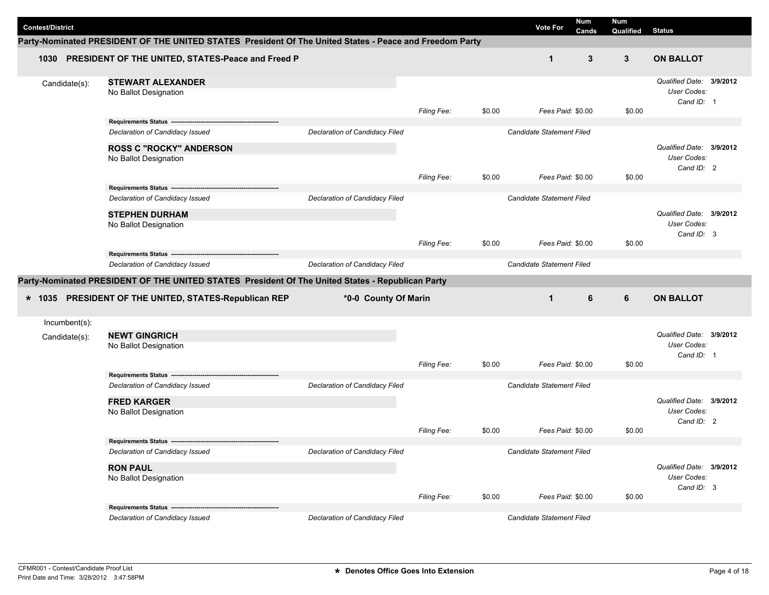| Contest/District | Vote For | Num Cands | Num Qualified | Status |
|---|---|---|---|---|

## Party-Nominated PRESIDENT OF THE UNITED STATES President Of The United States - Peace and Freedom Party

| Contest/District | Vote For | Num Cands | Num Qualified | Status |
|---|---|---|---|---|
| 1030 PRESIDENT OF THE UNITED, STATES-Peace and Freed P | 1 | 3 | 3 | ON BALLOT |

Candidate(s):

**STEWART ALEXANDER**
No Ballot Designation

*Filing Fee:* $0.00 *Fees Paid:* $0.00 $0.00
*Qualified Date:* **3/9/2012** *User Codes:* *Cand ID:* 1

Requirements Status
*Declaration of Candidacy Issued* | *Declaration of Candidacy Filed* | *Candidate Statement Filed*

**ROSS C "ROCKY" ANDERSON**
No Ballot Designation

*Filing Fee:* $0.00 *Fees Paid:* $0.00 $0.00
*Qualified Date:* **3/9/2012** *User Codes:* *Cand ID:* 2

Requirements Status
*Declaration of Candidacy Issued* | *Declaration of Candidacy Filed* | *Candidate Statement Filed*

**STEPHEN DURHAM**
No Ballot Designation

*Filing Fee:* $0.00 *Fees Paid:* $0.00 $0.00
*Qualified Date:* **3/9/2012** *User Codes:* *Cand ID:* 3

Requirements Status
*Declaration of Candidacy Issued* | *Declaration of Candidacy Filed* | *Candidate Statement Filed*

## Party-Nominated PRESIDENT OF THE UNITED STATES President Of The United States - Republican Party

| Contest/District | | Vote For | Num Cands | Num Qualified | Status |
|---|---|---|---|---|---|
| * 1035 PRESIDENT OF THE UNITED, STATES-Republican REP | *0-0 County Of Marin | 1 | 6 | 6 | ON BALLOT |

Incumbent(s):

Candidate(s):

**NEWT GINGRICH**
No Ballot Designation

*Filing Fee:* $0.00 *Fees Paid:* $0.00 $0.00
*Qualified Date:* **3/9/2012** *User Codes:* *Cand ID:* 1

Requirements Status
*Declaration of Candidacy Issued* | *Declaration of Candidacy Filed* | *Candidate Statement Filed*

**FRED KARGER**
No Ballot Designation

*Filing Fee:* $0.00 *Fees Paid:* $0.00 $0.00
*Qualified Date:* **3/9/2012** *User Codes:* *Cand ID:* 2

Requirements Status
*Declaration of Candidacy Issued* | *Declaration of Candidacy Filed* | *Candidate Statement Filed*

**RON PAUL**
No Ballot Designation

*Filing Fee:* $0.00 *Fees Paid:* $0.00 $0.00
*Qualified Date:* **3/9/2012** *User Codes:* *Cand ID:* 3

Requirements Status
*Declaration of Candidacy Issued* | *Declaration of Candidacy Filed* | *Candidate Statement Filed*

CFMR001 - Contest/Candidate Proof List
Print Date and Time: 3/28/2012 3:47:58PM

* Denotes Office Goes Into Extension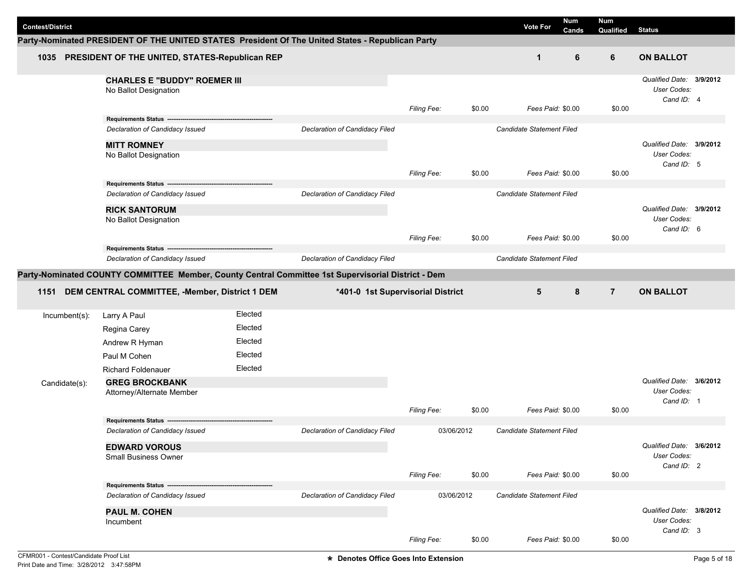| Contest/District | Vote For | Num Cands | Num Qualified | Status |
|---|---|---|---|---|

## Party-Nominated PRESIDENT OF THE UNITED STATES President Of The United States - Republican Party

| | Vote For | Num Cands | Num Qualified | Status |
|---|---|---|---|---|
| **1035 PRESIDENT OF THE UNITED, STATES-Republican REP** | **1** | **6** | **6** | **ON BALLOT** |

**CHARLES E "BUDDY" ROEMER III**
No Ballot Designation

*Filing Fee:* $0.00 *Fees Paid:* $0.00 $0.00
*Qualified Date:* **3/9/2012** *User Codes:* *Cand ID:* 4

**Requirements Status**
*Declaration of Candidacy Issued* | *Declaration of Candidacy Filed* | *Candidate Statement Filed*

**MITT ROMNEY**
No Ballot Designation

*Filing Fee:* $0.00 *Fees Paid:* $0.00 $0.00
*Qualified Date:* **3/9/2012** *User Codes:* *Cand ID:* 5

**Requirements Status**
*Declaration of Candidacy Issued* | *Declaration of Candidacy Filed* | *Candidate Statement Filed*

**RICK SANTORUM**
No Ballot Designation

*Filing Fee:* $0.00 *Fees Paid:* $0.00 $0.00
*Qualified Date:* **3/9/2012** *User Codes:* *Cand ID:* 6

**Requirements Status**
*Declaration of Candidacy Issued* | *Declaration of Candidacy Filed* | *Candidate Statement Filed*

## Party-Nominated COUNTY COMMITTEE Member, County Central Committee 1st Supervisorial District - Dem

| | | Vote For | Num Cands | Num Qualified | Status |
|---|---|---|---|---|---|
| **1151 DEM CENTRAL COMMITTEE, -Member, District 1 DEM** | ***401-0 1st Supervisorial District** | **5** | **8** | **7** | **ON BALLOT** |

**Incumbent(s):**

| Name | Status |
|---|---|
| Larry A Paul | Elected |
| Regina Carey | Elected |
| Andrew R Hyman | Elected |
| Paul M Cohen | Elected |
| Richard Foldenauer | Elected |

**Candidate(s):**

**GREG BROCKBANK**
Attorney/Alternate Member

*Filing Fee:* $0.00 *Fees Paid:* $0.00 $0.00
*Qualified Date:* **3/6/2012** *User Codes:* *Cand ID:* 1

**Requirements Status**
*Declaration of Candidacy Issued* | *Declaration of Candidacy Filed* 03/06/2012 | *Candidate Statement Filed*

**EDWARD VOROUS**
Small Business Owner

*Filing Fee:* $0.00 *Fees Paid:* $0.00 $0.00
*Qualified Date:* **3/6/2012** *User Codes:* *Cand ID:* 2

**Requirements Status**
*Declaration of Candidacy Issued* | *Declaration of Candidacy Filed* 03/06/2012 | *Candidate Statement Filed*

**PAUL M. COHEN**
Incumbent

*Filing Fee:* $0.00 *Fees Paid:* $0.00 $0.00
*Qualified Date:* **3/8/2012** *User Codes:* *Cand ID:* 3

CFMR001 - Contest/Candidate Proof List
Print Date and Time: 3/28/2012 3:47:58PM

**\* Denotes Office Goes Into Extension**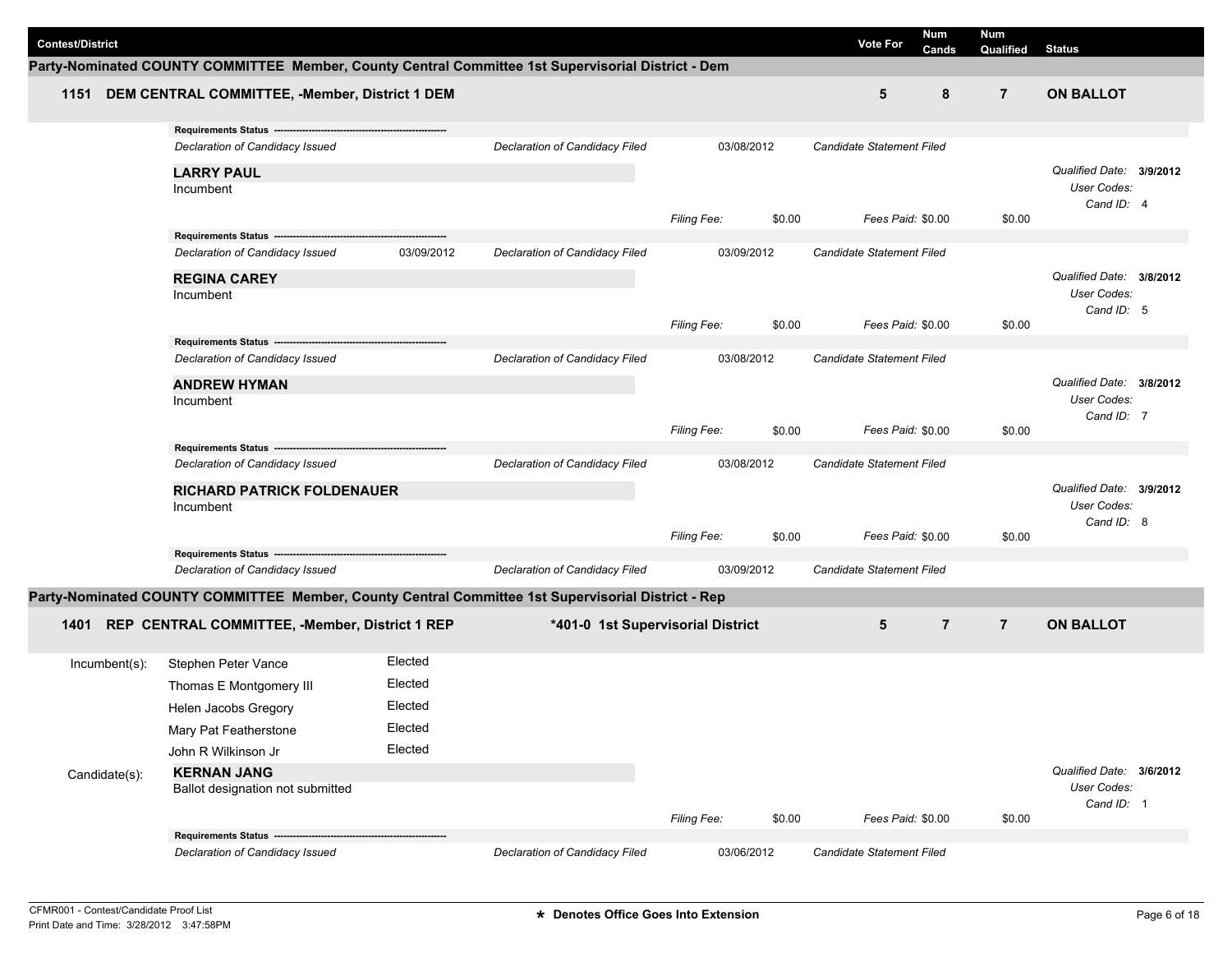| Contest/District | Vote For | Num Cands | Num Qualified | Status |
|---|---|---|---|---|

## Party-Nominated COUNTY COMMITTEE Member, County Central Committee 1st Supervisorial District - Dem

| 1151 DEM CENTRAL COMMITTEE, -Member, District 1 DEM | 5 | 8 | 7 | ON BALLOT |
|---|---|---|---|---|

**Requirements Status**

*Declaration of Candidacy Issued* | *Declaration of Candidacy Filed* 03/08/2012 | *Candidate Statement Filed*

**LARRY PAUL**
Incumbent

*Qualified Date:* **3/9/2012**
*User Codes:*
*Cand ID:* 4

*Filing Fee:* $0.00 | *Fees Paid:* $0.00 | $0.00

**Requirements Status**

*Declaration of Candidacy Issued* 03/09/2012 | *Declaration of Candidacy Filed* 03/09/2012 | *Candidate Statement Filed*

**REGINA CAREY**
Incumbent

*Qualified Date:* **3/8/2012**
*User Codes:*
*Cand ID:* 5

*Filing Fee:* $0.00 | *Fees Paid:* $0.00 | $0.00

**Requirements Status**

*Declaration of Candidacy Issued* | *Declaration of Candidacy Filed* 03/08/2012 | *Candidate Statement Filed*

**ANDREW HYMAN**
Incumbent

*Qualified Date:* **3/8/2012**
*User Codes:*
*Cand ID:* 7

*Filing Fee:* $0.00 | *Fees Paid:* $0.00 | $0.00

**Requirements Status**

*Declaration of Candidacy Issued* | *Declaration of Candidacy Filed* 03/08/2012 | *Candidate Statement Filed*

**RICHARD PATRICK FOLDENAUER**
Incumbent

*Qualified Date:* **3/9/2012**
*User Codes:*
*Cand ID:* 8

*Filing Fee:* $0.00 | *Fees Paid:* $0.00 | $0.00

**Requirements Status**

*Declaration of Candidacy Issued* | *Declaration of Candidacy Filed* 03/09/2012 | *Candidate Statement Filed*

## Party-Nominated COUNTY COMMITTEE Member, County Central Committee 1st Supervisorial District - Rep

| 1401 REP CENTRAL COMMITTEE, -Member, District 1 REP | *401-0 1st Supervisorial District | 5 | 7 | 7 | ON BALLOT |
|---|---|---|---|---|---|

Incumbent(s):

| Name | Status |
|---|---|
| Stephen Peter Vance | Elected |
| Thomas E Montgomery III | Elected |
| Helen Jacobs Gregory | Elected |
| Mary Pat Featherstone | Elected |
| John R Wilkinson Jr | Elected |

Candidate(s):

**KERNAN JANG**
Ballot designation not submitted

*Qualified Date:* **3/6/2012**
*User Codes:*
*Cand ID:* 1

*Filing Fee:* $0.00 | *Fees Paid:* $0.00 | $0.00

**Requirements Status**

*Declaration of Candidacy Issued* | *Declaration of Candidacy Filed* 03/06/2012 | *Candidate Statement Filed*

CFMR001 - Contest/Candidate Proof List
Print Date and Time: 3/28/2012 3:47:58PM

* Denotes Office Goes Into Extension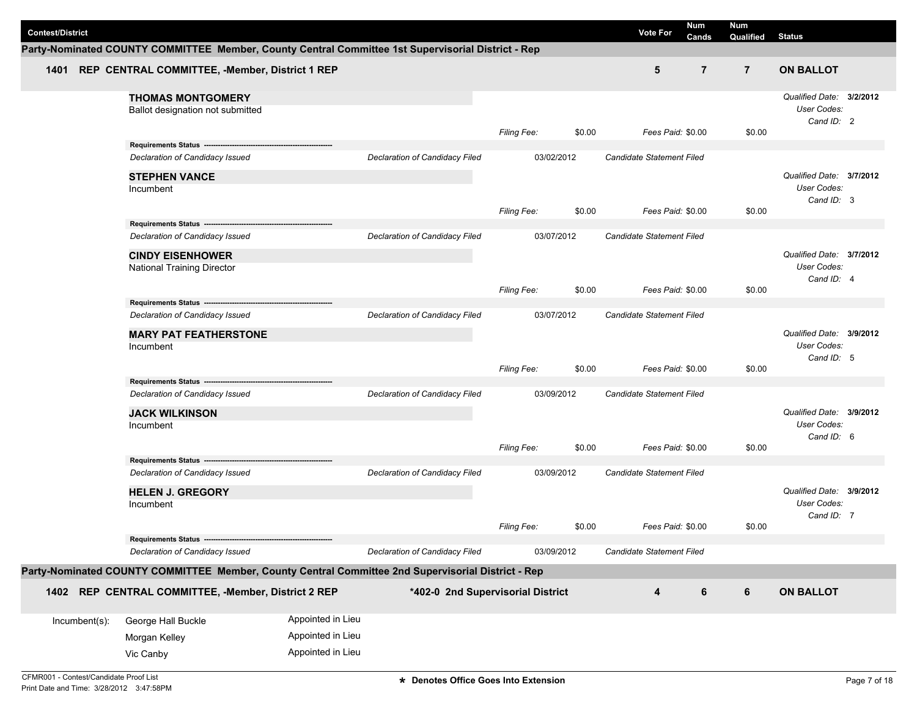| Contest/District | | Vote For | Num Cands | Num Qualified | Status |
|---|---|---|---|---|---|

## Party-Nominated COUNTY COMMITTEE Member, County Central Committee 1st Supervisorial District - Rep

| | | Vote For | Num Cands | Num Qualified | Status |
|---|---|---|---|---|---|
| **1401** | **REP CENTRAL COMMITTEE, -Member, District 1 REP** | **5** | **7** | **7** | **ON BALLOT** |

**THOMAS MONTGOMERY**
Ballot designation not submitted

*Filing Fee:* $0.00 *Fees Paid:* $0.00 $0.00
*Qualified Date:* **3/2/2012** *User Codes:* *Cand ID:* 2

| Requirements Status | | | |
|---|---|---|---|
| *Declaration of Candidacy Issued* | *Declaration of Candidacy Filed* | 03/02/2012 | *Candidate Statement Filed* |

**STEPHEN VANCE**
Incumbent

*Filing Fee:* $0.00 *Fees Paid:* $0.00 $0.00
*Qualified Date:* **3/7/2012** *User Codes:* *Cand ID:* 3

| Requirements Status | | | |
|---|---|---|---|
| *Declaration of Candidacy Issued* | *Declaration of Candidacy Filed* | 03/07/2012 | *Candidate Statement Filed* |

**CINDY EISENHOWER**
National Training Director

*Filing Fee:* $0.00 *Fees Paid:* $0.00 $0.00
*Qualified Date:* **3/7/2012** *User Codes:* *Cand ID:* 4

| Requirements Status | | | |
|---|---|---|---|
| *Declaration of Candidacy Issued* | *Declaration of Candidacy Filed* | 03/07/2012 | *Candidate Statement Filed* |

**MARY PAT FEATHERSTONE**
Incumbent

*Filing Fee:* $0.00 *Fees Paid:* $0.00 $0.00
*Qualified Date:* **3/9/2012** *User Codes:* *Cand ID:* 5

| Requirements Status | | | |
|---|---|---|---|
| *Declaration of Candidacy Issued* | *Declaration of Candidacy Filed* | 03/09/2012 | *Candidate Statement Filed* |

**JACK WILKINSON**
Incumbent

*Filing Fee:* $0.00 *Fees Paid:* $0.00 $0.00
*Qualified Date:* **3/9/2012** *User Codes:* *Cand ID:* 6

| Requirements Status | | | |
|---|---|---|---|
| *Declaration of Candidacy Issued* | *Declaration of Candidacy Filed* | 03/09/2012 | *Candidate Statement Filed* |

**HELEN J. GREGORY**
Incumbent

*Filing Fee:* $0.00 *Fees Paid:* $0.00 $0.00
*Qualified Date:* **3/9/2012** *User Codes:* *Cand ID:* 7

| Requirements Status | | | |
|---|---|---|---|
| *Declaration of Candidacy Issued* | *Declaration of Candidacy Filed* | 03/09/2012 | *Candidate Statement Filed* |

## Party-Nominated COUNTY COMMITTEE Member, County Central Committee 2nd Supervisorial District - Rep

| | | | Vote For | Num Cands | Num Qualified | Status |
|---|---|---|---|---|---|---|
| **1402** | **REP CENTRAL COMMITTEE, -Member, District 2 REP** | ***402-0 2nd Supervisorial District** | **4** | **6** | **6** | **ON BALLOT** |

| Incumbent(s): | | |
|---|---|---|
| | George Hall Buckle | Appointed in Lieu |
| | Morgan Kelley | Appointed in Lieu |
| | Vic Canby | Appointed in Lieu |

CFMR001 - Contest/Candidate Proof List
Print Date and Time: 3/28/2012 3:47:58PM

**\* Denotes Office Goes Into Extension**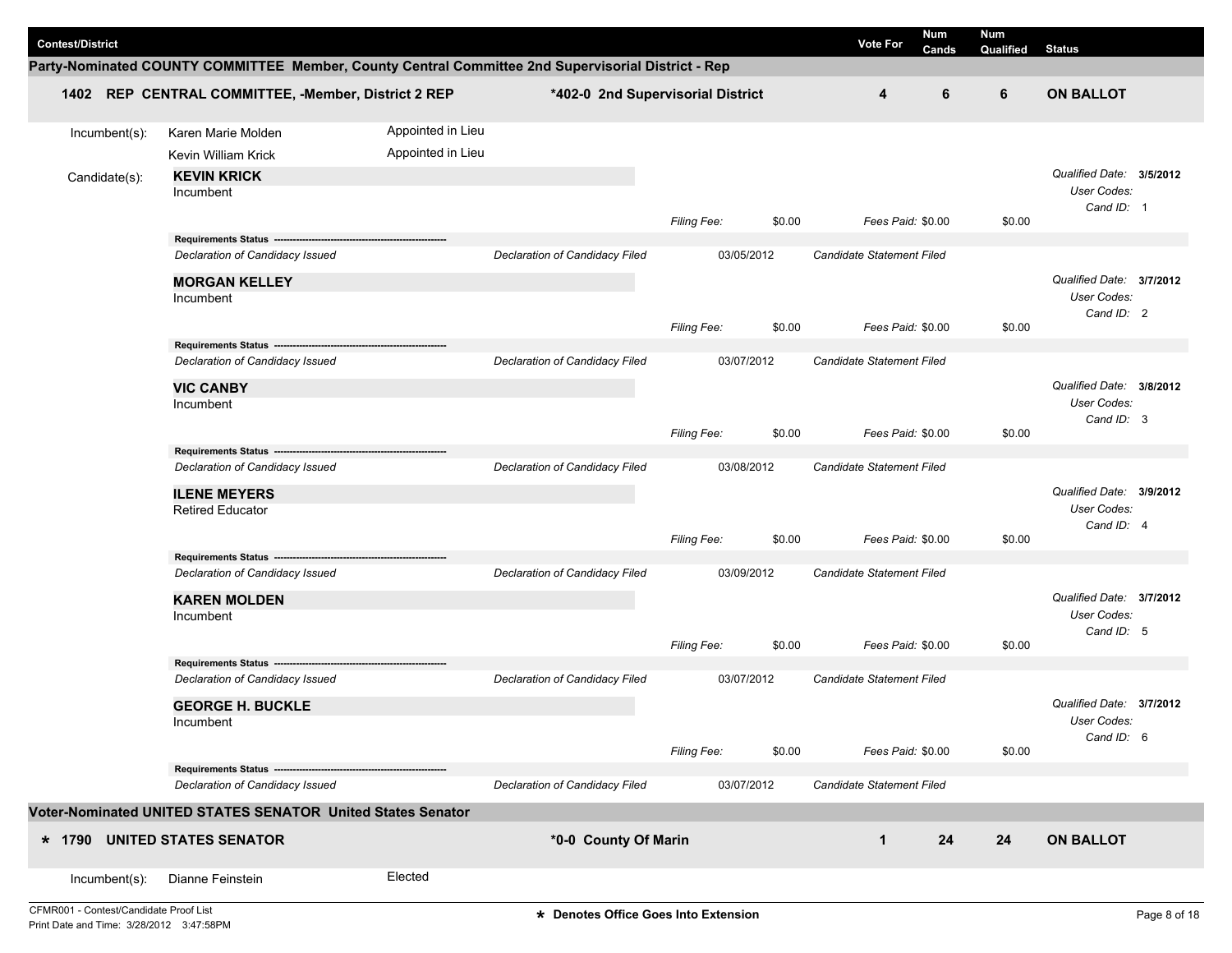| Contest/District | | Vote For | Num Cands | Num Qualified | Status |
|---|---|---|---|---|---|

## Party-Nominated COUNTY COMMITTEE Member, County Central Committee 2nd Supervisorial District - Rep

| Contest | District | Vote For | Num Cands | Num Qualified | Status |
|---|---|---|---|---|---|
| **1402 REP CENTRAL COMMITTEE, -Member, District 2 REP** | ***402-0 2nd Supervisorial District** | **4** | **6** | **6** | **ON BALLOT** |

Incumbent(s):

- Karen Marie Molden — Appointed in Lieu
- Kevin William Krick — Appointed in Lieu

Candidate(s):

**KEVIN KRICK**
Incumbent
*Filing Fee:* $0.00 *Fees Paid:* $0.00 $0.00
*Qualified Date:* **3/5/2012** *User Codes:* *Cand ID:* 1
**Requirements Status**
*Declaration of Candidacy Issued* *Declaration of Candidacy Filed* 03/05/2012 *Candidate Statement Filed*

**MORGAN KELLEY**
Incumbent
*Filing Fee:* $0.00 *Fees Paid:* $0.00 $0.00
*Qualified Date:* **3/7/2012** *User Codes:* *Cand ID:* 2
**Requirements Status**
*Declaration of Candidacy Issued* *Declaration of Candidacy Filed* 03/07/2012 *Candidate Statement Filed*

**VIC CANBY**
Incumbent
*Filing Fee:* $0.00 *Fees Paid:* $0.00 $0.00
*Qualified Date:* **3/8/2012** *User Codes:* *Cand ID:* 3
**Requirements Status**
*Declaration of Candidacy Issued* *Declaration of Candidacy Filed* 03/08/2012 *Candidate Statement Filed*

**ILENE MEYERS**
Retired Educator
*Filing Fee:* $0.00 *Fees Paid:* $0.00 $0.00
*Qualified Date:* **3/9/2012** *User Codes:* *Cand ID:* 4
**Requirements Status**
*Declaration of Candidacy Issued* *Declaration of Candidacy Filed* 03/09/2012 *Candidate Statement Filed*

**KAREN MOLDEN**
Incumbent
*Filing Fee:* $0.00 *Fees Paid:* $0.00 $0.00
*Qualified Date:* **3/7/2012** *User Codes:* *Cand ID:* 5
**Requirements Status**
*Declaration of Candidacy Issued* *Declaration of Candidacy Filed* 03/07/2012 *Candidate Statement Filed*

**GEORGE H. BUCKLE**
Incumbent
*Filing Fee:* $0.00 *Fees Paid:* $0.00 $0.00
*Qualified Date:* **3/7/2012** *User Codes:* *Cand ID:* 6
**Requirements Status**
*Declaration of Candidacy Issued* *Declaration of Candidacy Filed* 03/07/2012 *Candidate Statement Filed*

## Voter-Nominated UNITED STATES SENATOR United States Senator

| Contest | District | Vote For | Num Cands | Num Qualified | Status |
|---|---|---|---|---|---|
| *** 1790 UNITED STATES SENATOR** | ***0-0 County Of Marin** | **1** | **24** | **24** | **ON BALLOT** |

Incumbent(s):

- Dianne Feinstein — Elected

CFMR001 - Contest/Candidate Proof List
Print Date and Time: 3/28/2012 3:47:58PM

* Denotes Office Goes Into Extension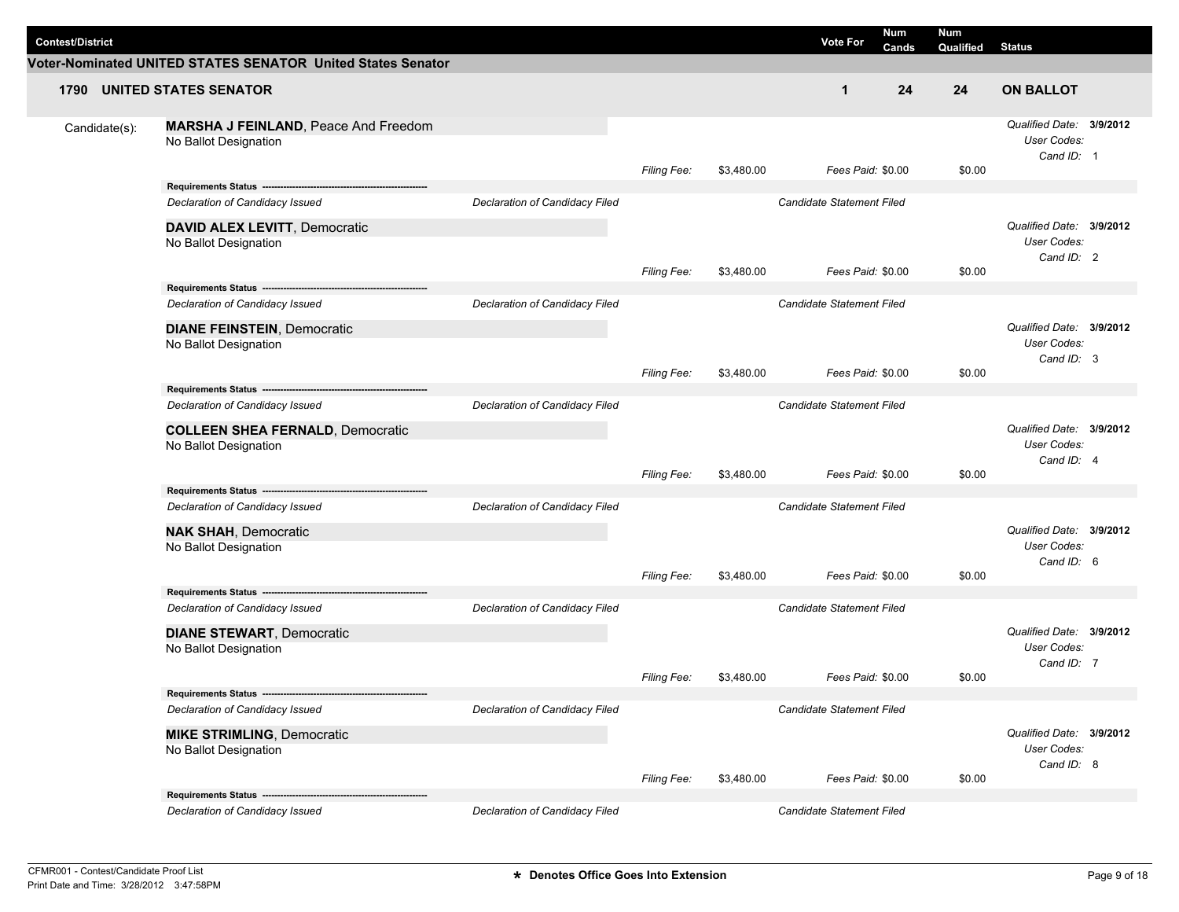| Contest/District | Vote For | Num Cands | Num Qualified | Status |
|---|---|---|---|---|

## Voter-Nominated UNITED STATES SENATOR United States Senator

| **1790 UNITED STATES SENATOR** | **1** | **24** | **24** | **ON BALLOT** |
|---|---|---|---|---|

Candidate(s):

**MARSHA J FEINLAND**, Peace And Freedom
No Ballot Designation

*Filing Fee:* $3,480.00 *Fees Paid:* $0.00 $0.00

*Qualified Date:* **3/9/2012** *User Codes:* *Cand ID:* 1

**Requirements Status**

*Declaration of Candidacy Issued* | *Declaration of Candidacy Filed* | *Candidate Statement Filed*

**DAVID ALEX LEVITT**, Democratic
No Ballot Designation

*Filing Fee:* $3,480.00 *Fees Paid:* $0.00 $0.00

*Qualified Date:* **3/9/2012** *User Codes:* *Cand ID:* 2

**Requirements Status**

*Declaration of Candidacy Issued* | *Declaration of Candidacy Filed* | *Candidate Statement Filed*

**DIANE FEINSTEIN**, Democratic
No Ballot Designation

*Filing Fee:* $3,480.00 *Fees Paid:* $0.00 $0.00

*Qualified Date:* **3/9/2012** *User Codes:* *Cand ID:* 3

**Requirements Status**

*Declaration of Candidacy Issued* | *Declaration of Candidacy Filed* | *Candidate Statement Filed*

**COLLEEN SHEA FERNALD**, Democratic
No Ballot Designation

*Filing Fee:* $3,480.00 *Fees Paid:* $0.00 $0.00

*Qualified Date:* **3/9/2012** *User Codes:* *Cand ID:* 4

**Requirements Status**

*Declaration of Candidacy Issued* | *Declaration of Candidacy Filed* | *Candidate Statement Filed*

**NAK SHAH**, Democratic
No Ballot Designation

*Filing Fee:* $3,480.00 *Fees Paid:* $0.00 $0.00

*Qualified Date:* **3/9/2012** *User Codes:* *Cand ID:* 6

**Requirements Status**

*Declaration of Candidacy Issued* | *Declaration of Candidacy Filed* | *Candidate Statement Filed*

**DIANE STEWART**, Democratic
No Ballot Designation

*Filing Fee:* $3,480.00 *Fees Paid:* $0.00 $0.00

*Qualified Date:* **3/9/2012** *User Codes:* *Cand ID:* 7

**Requirements Status**

*Declaration of Candidacy Issued* | *Declaration of Candidacy Filed* | *Candidate Statement Filed*

**MIKE STRIMLING**, Democratic
No Ballot Designation

*Filing Fee:* $3,480.00 *Fees Paid:* $0.00 $0.00

*Qualified Date:* **3/9/2012** *User Codes:* *Cand ID:* 8

**Requirements Status**

*Declaration of Candidacy Issued* | *Declaration of Candidacy Filed* | *Candidate Statement Filed*

CFMR001 - Contest/Candidate Proof List
Print Date and Time: 3/28/2012 3:47:58PM

**\* Denotes Office Goes Into Extension**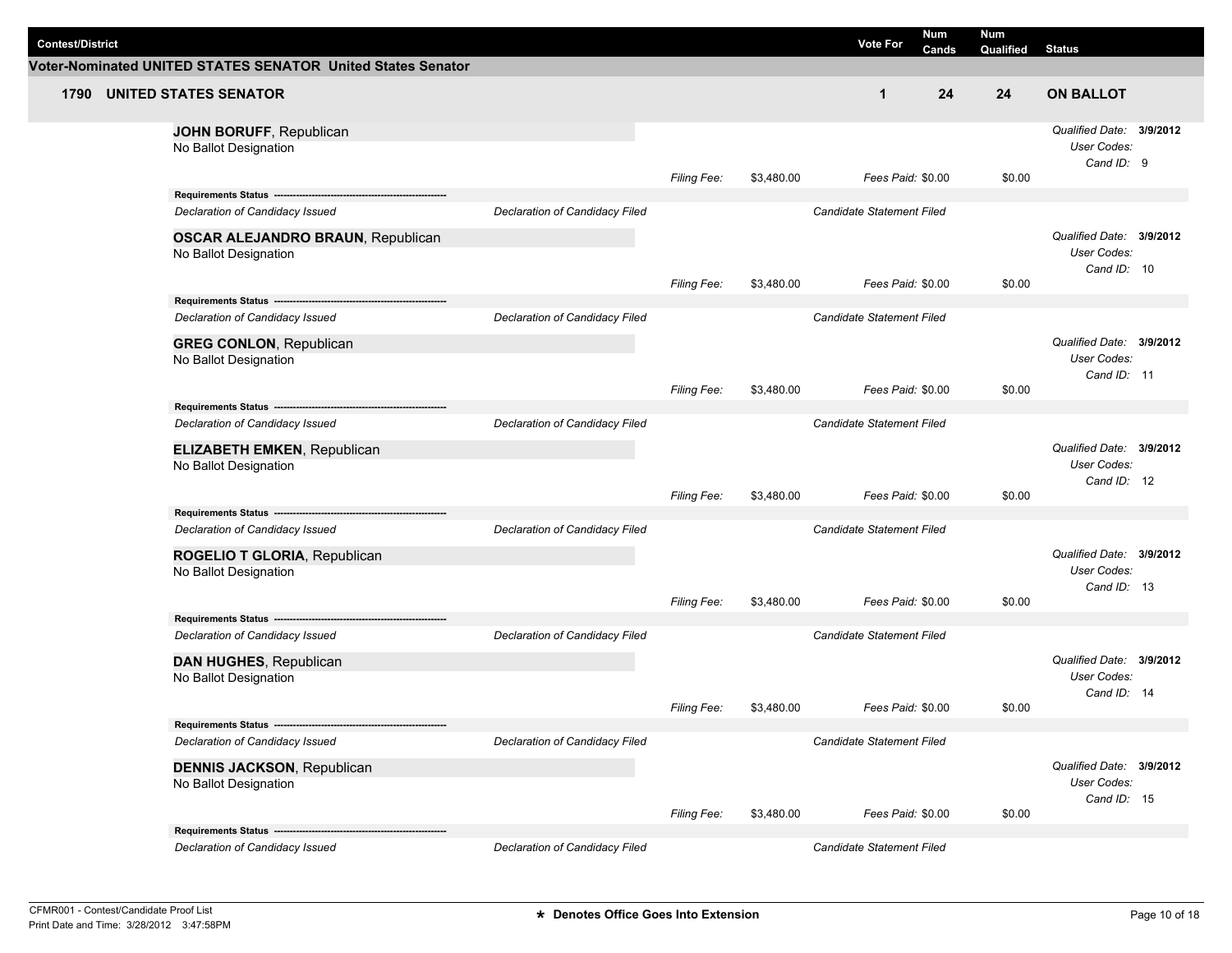| Contest/District | Vote For | Num Cands | Num Qualified | Status |
|---|---|---|---|---|

## Voter-Nominated UNITED STATES SENATOR United States Senator

| | | Vote For | Num Cands | Num Qualified | Status |
|---|---|---|---|---|---|
| 1790 | UNITED STATES SENATOR | 1 | 24 | 24 | ON BALLOT |

**JOHN BORUFF**, Republican
No Ballot Designation

*Qualified Date:* **3/9/2012**
*User Codes:*
*Cand ID:* 9

*Filing Fee:* $3,480.00 *Fees Paid:* $0.00 $0.00

**Requirements Status**

*Declaration of Candidacy Issued* | *Declaration of Candidacy Filed* | *Candidate Statement Filed*

**OSCAR ALEJANDRO BRAUN**, Republican
No Ballot Designation

*Qualified Date:* **3/9/2012**
*User Codes:*
*Cand ID:* 10

*Filing Fee:* $3,480.00 *Fees Paid:* $0.00 $0.00

**Requirements Status**

*Declaration of Candidacy Issued* | *Declaration of Candidacy Filed* | *Candidate Statement Filed*

**GREG CONLON**, Republican
No Ballot Designation

*Qualified Date:* **3/9/2012**
*User Codes:*
*Cand ID:* 11

*Filing Fee:* $3,480.00 *Fees Paid:* $0.00 $0.00

**Requirements Status**

*Declaration of Candidacy Issued* | *Declaration of Candidacy Filed* | *Candidate Statement Filed*

**ELIZABETH EMKEN**, Republican
No Ballot Designation

*Qualified Date:* **3/9/2012**
*User Codes:*
*Cand ID:* 12

*Filing Fee:* $3,480.00 *Fees Paid:* $0.00 $0.00

**Requirements Status**

*Declaration of Candidacy Issued* | *Declaration of Candidacy Filed* | *Candidate Statement Filed*

**ROGELIO T GLORIA**, Republican
No Ballot Designation

*Qualified Date:* **3/9/2012**
*User Codes:*
*Cand ID:* 13

*Filing Fee:* $3,480.00 *Fees Paid:* $0.00 $0.00

**Requirements Status**

*Declaration of Candidacy Issued* | *Declaration of Candidacy Filed* | *Candidate Statement Filed*

**DAN HUGHES**, Republican
No Ballot Designation

*Qualified Date:* **3/9/2012**
*User Codes:*
*Cand ID:* 14

*Filing Fee:* $3,480.00 *Fees Paid:* $0.00 $0.00

**Requirements Status**

*Declaration of Candidacy Issued* | *Declaration of Candidacy Filed* | *Candidate Statement Filed*

**DENNIS JACKSON**, Republican
No Ballot Designation

*Qualified Date:* **3/9/2012**
*User Codes:*
*Cand ID:* 15

*Filing Fee:* $3,480.00 *Fees Paid:* $0.00 $0.00

**Requirements Status**

*Declaration of Candidacy Issued* | *Declaration of Candidacy Filed* | *Candidate Statement Filed*

**\*** Denotes Office Goes Into Extension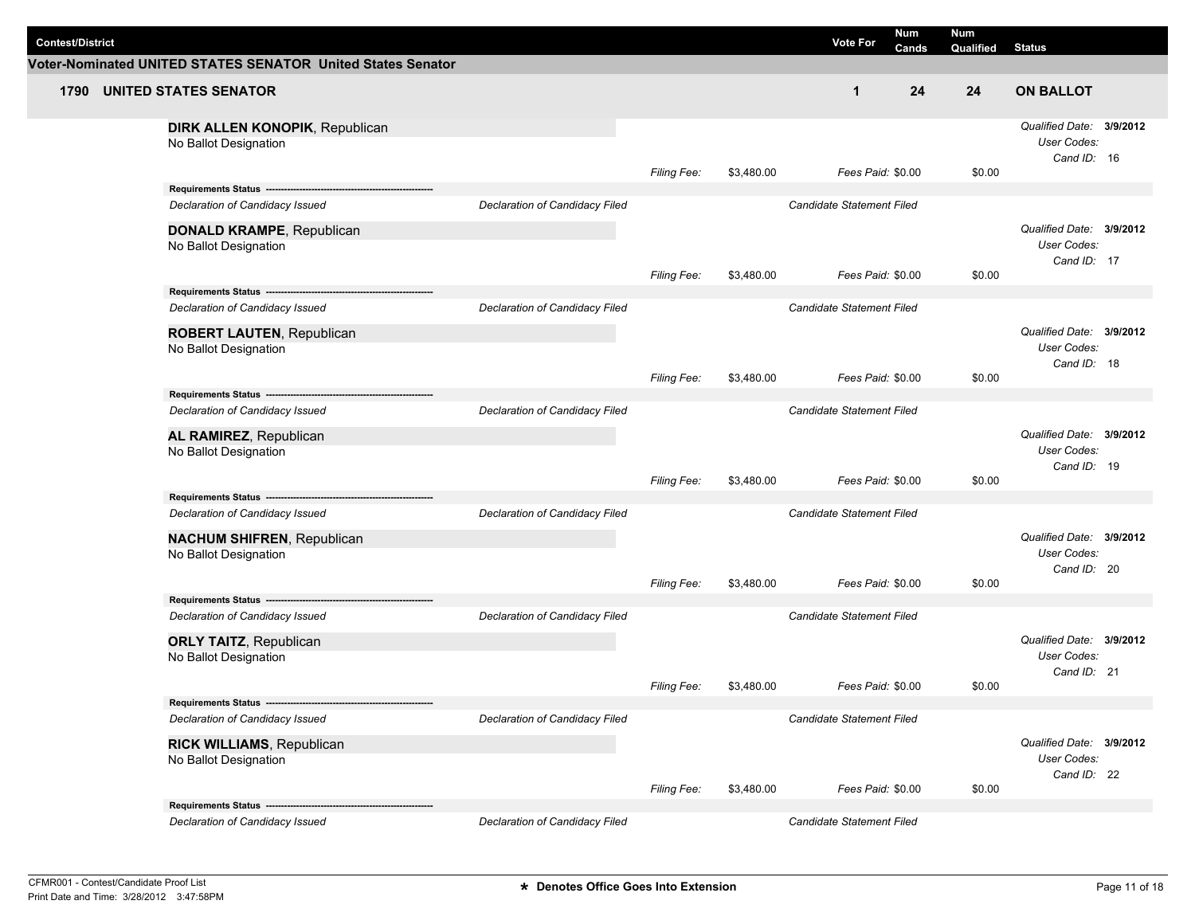| Contest/District | Vote For | Num Cands | Num Qualified | Status |
|---|---|---|---|---|

**Voter-Nominated UNITED STATES SENATOR United States Senator**

| | Vote For | Num Cands | Num Qualified | Status |
|---|---|---|---|---|
| **1790 UNITED STATES SENATOR** | **1** | **24** | **24** | **ON BALLOT** |

**DIRK ALLEN KONOPIK**, Republican
No Ballot Designation

*Filing Fee:* $3,480.00 *Fees Paid:* $0.00 $0.00

*Qualified Date:* **3/9/2012**
*User Codes:*
*Cand ID:* 16

**Requirements Status** ------------------------------------------------
*Declaration of Candidacy Issued* | *Declaration of Candidacy Filed* | *Candidate Statement Filed*

**DONALD KRAMPE**, Republican
No Ballot Designation

*Filing Fee:* $3,480.00 *Fees Paid:* $0.00 $0.00

*Qualified Date:* **3/9/2012**
*User Codes:*
*Cand ID:* 17

**Requirements Status** ------------------------------------------------
*Declaration of Candidacy Issued* | *Declaration of Candidacy Filed* | *Candidate Statement Filed*

**ROBERT LAUTEN**, Republican
No Ballot Designation

*Filing Fee:* $3,480.00 *Fees Paid:* $0.00 $0.00

*Qualified Date:* **3/9/2012**
*User Codes:*
*Cand ID:* 18

**Requirements Status** ------------------------------------------------
*Declaration of Candidacy Issued* | *Declaration of Candidacy Filed* | *Candidate Statement Filed*

**AL RAMIREZ**, Republican
No Ballot Designation

*Filing Fee:* $3,480.00 *Fees Paid:* $0.00 $0.00

*Qualified Date:* **3/9/2012**
*User Codes:*
*Cand ID:* 19

**Requirements Status** ------------------------------------------------
*Declaration of Candidacy Issued* | *Declaration of Candidacy Filed* | *Candidate Statement Filed*

**NACHUM SHIFREN**, Republican
No Ballot Designation

*Filing Fee:* $3,480.00 *Fees Paid:* $0.00 $0.00

*Qualified Date:* **3/9/2012**
*User Codes:*
*Cand ID:* 20

**Requirements Status** ------------------------------------------------
*Declaration of Candidacy Issued* | *Declaration of Candidacy Filed* | *Candidate Statement Filed*

**ORLY TAITZ**, Republican
No Ballot Designation

*Filing Fee:* $3,480.00 *Fees Paid:* $0.00 $0.00

*Qualified Date:* **3/9/2012**
*User Codes:*
*Cand ID:* 21

**Requirements Status** ------------------------------------------------
*Declaration of Candidacy Issued* | *Declaration of Candidacy Filed* | *Candidate Statement Filed*

**RICK WILLIAMS**, Republican
No Ballot Designation

*Filing Fee:* $3,480.00 *Fees Paid:* $0.00 $0.00

*Qualified Date:* **3/9/2012**
*User Codes:*
*Cand ID:* 22

**Requirements Status** ------------------------------------------------
*Declaration of Candidacy Issued* | *Declaration of Candidacy Filed* | *Candidate Statement Filed*

CFMR001 - Contest/Candidate Proof List
Print Date and Time: 3/28/2012 3:47:58PM

**\* Denotes Office Goes Into Extension**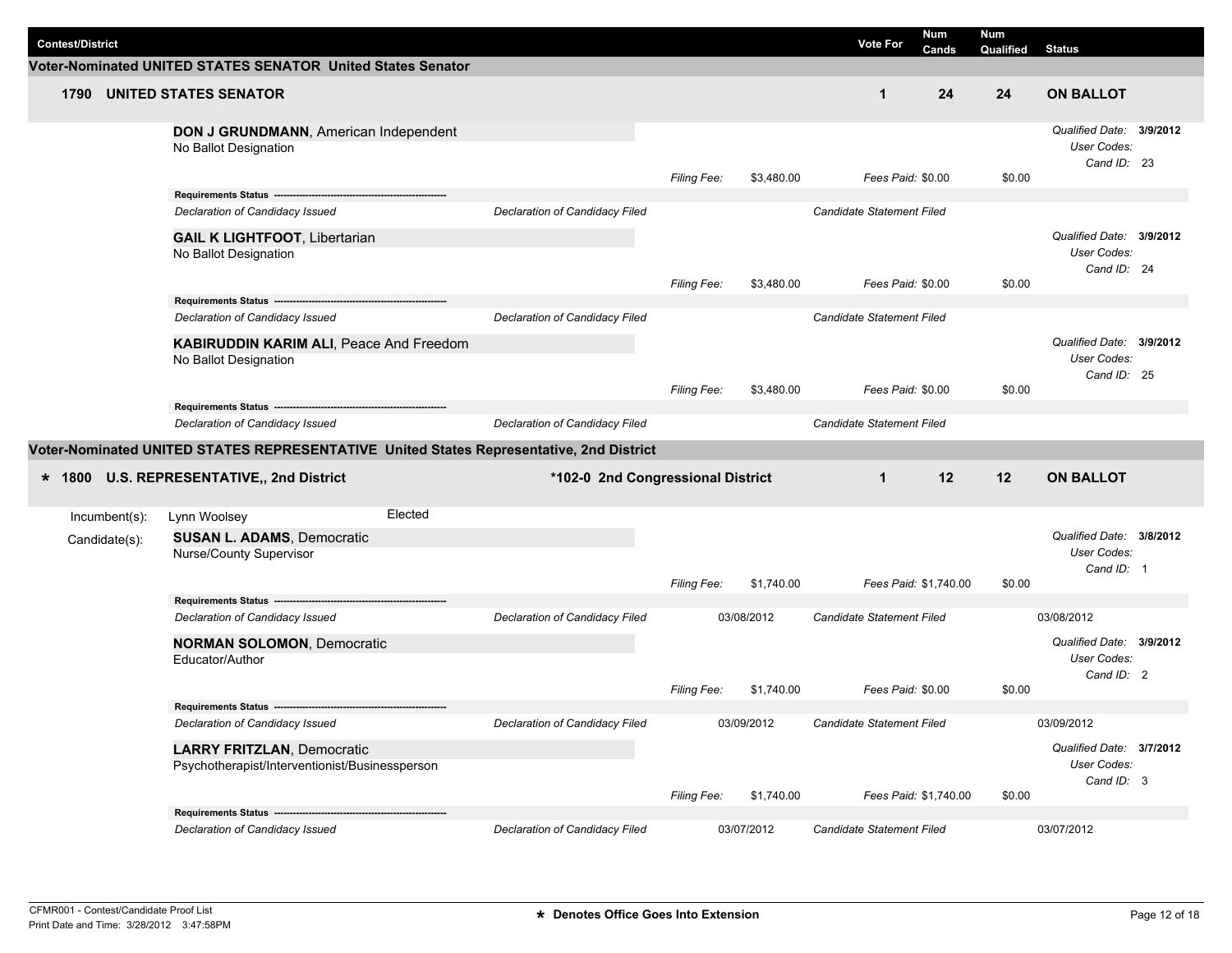| Contest/District | Vote For | Num Cands | Num Qualified | Status |
|---|---|---|---|---|

## Voter-Nominated UNITED STATES SENATOR United States Senator

| 1790 UNITED STATES SENATOR | 1 | 24 | 24 | ON BALLOT |
|---|---|---|---|---|

**DON J GRUNDMANN**, American Independent
No Ballot Designation

*Qualified Date:* **3/9/2012**
*User Codes:*
*Cand ID:* 23

*Filing Fee:* $3,480.00 *Fees Paid:* $0.00 $0.00

**Requirements Status**

| *Declaration of Candidacy Issued* | *Declaration of Candidacy Filed* | | *Candidate Statement Filed* | |
|---|---|---|---|---|

**GAIL K LIGHTFOOT**, Libertarian
No Ballot Designation

*Qualified Date:* **3/9/2012**
*User Codes:*
*Cand ID:* 24

*Filing Fee:* $3,480.00 *Fees Paid:* $0.00 $0.00

**Requirements Status**

| *Declaration of Candidacy Issued* | *Declaration of Candidacy Filed* | | *Candidate Statement Filed* | |
|---|---|---|---|---|

**KABIRUDDIN KARIM ALI**, Peace And Freedom
No Ballot Designation

*Qualified Date:* **3/9/2012**
*User Codes:*
*Cand ID:* 25

*Filing Fee:* $3,480.00 *Fees Paid:* $0.00 $0.00

**Requirements Status**

| *Declaration of Candidacy Issued* | *Declaration of Candidacy Filed* | | *Candidate Statement Filed* | |
|---|---|---|---|---|

## Voter-Nominated UNITED STATES REPRESENTATIVE United States Representative, 2nd District

| * 1800 U.S. REPRESENTATIVE,, 2nd District | *102-0 2nd Congressional District | 1 | 12 | 12 | ON BALLOT |
|---|---|---|---|---|---|

Incumbent(s): Lynn Woolsey Elected

Candidate(s):

**SUSAN L. ADAMS**, Democratic
Nurse/County Supervisor

*Qualified Date:* **3/8/2012**
*User Codes:*
*Cand ID:* 1

*Filing Fee:* $1,740.00 *Fees Paid:* $1,740.00 $0.00

**Requirements Status**

| *Declaration of Candidacy Issued* | *Declaration of Candidacy Filed* | 03/08/2012 | *Candidate Statement Filed* | 03/08/2012 |
|---|---|---|---|---|

**NORMAN SOLOMON**, Democratic
Educator/Author

*Qualified Date:* **3/9/2012**
*User Codes:*
*Cand ID:* 2

*Filing Fee:* $1,740.00 *Fees Paid:* $0.00 $0.00

**Requirements Status**

| *Declaration of Candidacy Issued* | *Declaration of Candidacy Filed* | 03/09/2012 | *Candidate Statement Filed* | 03/09/2012 |
|---|---|---|---|---|

**LARRY FRITZLAN**, Democratic
Psychotherapist/Interventionist/Businessperson

*Qualified Date:* **3/7/2012**
*User Codes:*
*Cand ID:* 3

*Filing Fee:* $1,740.00 *Fees Paid:* $1,740.00 $0.00

**Requirements Status**

| *Declaration of Candidacy Issued* | *Declaration of Candidacy Filed* | 03/07/2012 | *Candidate Statement Filed* | 03/07/2012 |
|---|---|---|---|---|

CFMR001 - Contest/Candidate Proof List
Print Date and Time: 3/28/2012 3:47:58PM

**\* Denotes Office Goes Into Extension**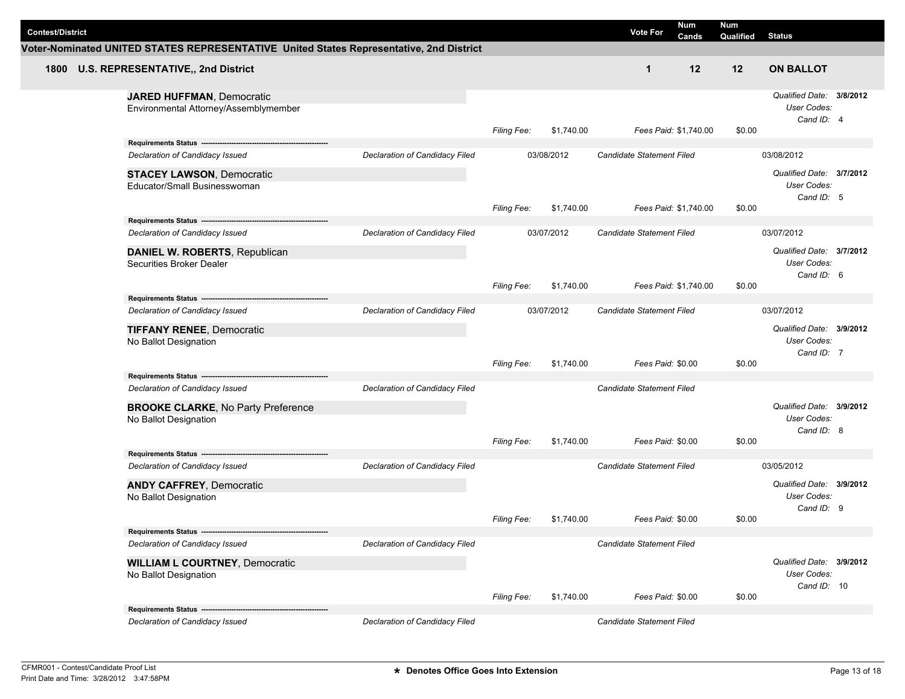| Contest/District | Vote For | Num Cands | Num Qualified | Status |
| --- | --- | --- | --- | --- |

**Voter-Nominated UNITED STATES REPRESENTATIVE United States Representative, 2nd District**

| | Contest/District | Vote For | Num Cands | Num Qualified | Status |
| --- | --- | --- | --- | --- | --- |
| **1800** | **U.S. REPRESENTATIVE,, 2nd District** | **1** | **12** | **12** | **ON BALLOT** |

**JARED HUFFMAN**, Democratic
Environmental Attorney/Assemblymember

*Qualified Date:* **3/8/2012**
*User Codes:*
*Cand ID:* 4

*Filing Fee:* $1,740.00 | *Fees Paid:* $1,740.00 | $0.00

**Requirements Status**

| | | | | |
| --- | --- | --- | --- | --- |
| *Declaration of Candidacy Issued* | *Declaration of Candidacy Filed* | 03/08/2012 | *Candidate Statement Filed* | 03/08/2012 |

**STACEY LAWSON**, Democratic
Educator/Small Businesswoman

*Qualified Date:* **3/7/2012**
*User Codes:*
*Cand ID:* 5

*Filing Fee:* $1,740.00 | *Fees Paid:* $1,740.00 | $0.00

**Requirements Status**

| | | | | |
| --- | --- | --- | --- | --- |
| *Declaration of Candidacy Issued* | *Declaration of Candidacy Filed* | 03/07/2012 | *Candidate Statement Filed* | 03/07/2012 |

**DANIEL W. ROBERTS**, Republican
Securities Broker Dealer

*Qualified Date:* **3/7/2012**
*User Codes:*
*Cand ID:* 6

*Filing Fee:* $1,740.00 | *Fees Paid:* $1,740.00 | $0.00

**Requirements Status**

| | | | | |
| --- | --- | --- | --- | --- |
| *Declaration of Candidacy Issued* | *Declaration of Candidacy Filed* | 03/07/2012 | *Candidate Statement Filed* | 03/07/2012 |

**TIFFANY RENEE**, Democratic
No Ballot Designation

*Qualified Date:* **3/9/2012**
*User Codes:*
*Cand ID:* 7

*Filing Fee:* $1,740.00 | *Fees Paid:* $0.00 | $0.00

**Requirements Status**

| | | | | |
| --- | --- | --- | --- | --- |
| *Declaration of Candidacy Issued* | *Declaration of Candidacy Filed* | | *Candidate Statement Filed* | |

**BROOKE CLARKE**, No Party Preference
No Ballot Designation

*Qualified Date:* **3/9/2012**
*User Codes:*
*Cand ID:* 8

*Filing Fee:* $1,740.00 | *Fees Paid:* $0.00 | $0.00

**Requirements Status**

| | | | | |
| --- | --- | --- | --- | --- |
| *Declaration of Candidacy Issued* | *Declaration of Candidacy Filed* | | *Candidate Statement Filed* | 03/05/2012 |

**ANDY CAFFREY**, Democratic
No Ballot Designation

*Qualified Date:* **3/9/2012**
*User Codes:*
*Cand ID:* 9

*Filing Fee:* $1,740.00 | *Fees Paid:* $0.00 | $0.00

**Requirements Status**

| | | | | |
| --- | --- | --- | --- | --- |
| *Declaration of Candidacy Issued* | *Declaration of Candidacy Filed* | | *Candidate Statement Filed* | |

**WILLIAM L COURTNEY**, Democratic
No Ballot Designation

*Qualified Date:* **3/9/2012**
*User Codes:*
*Cand ID:* 10

*Filing Fee:* $1,740.00 | *Fees Paid:* $0.00 | $0.00

**Requirements Status**

| | | | | |
| --- | --- | --- | --- | --- |
| *Declaration of Candidacy Issued* | *Declaration of Candidacy Filed* | | *Candidate Statement Filed* | |

CFMR001 - Contest/Candidate Proof List
Print Date and Time: 3/28/2012 3:47:58PM

**\* Denotes Office Goes Into Extension**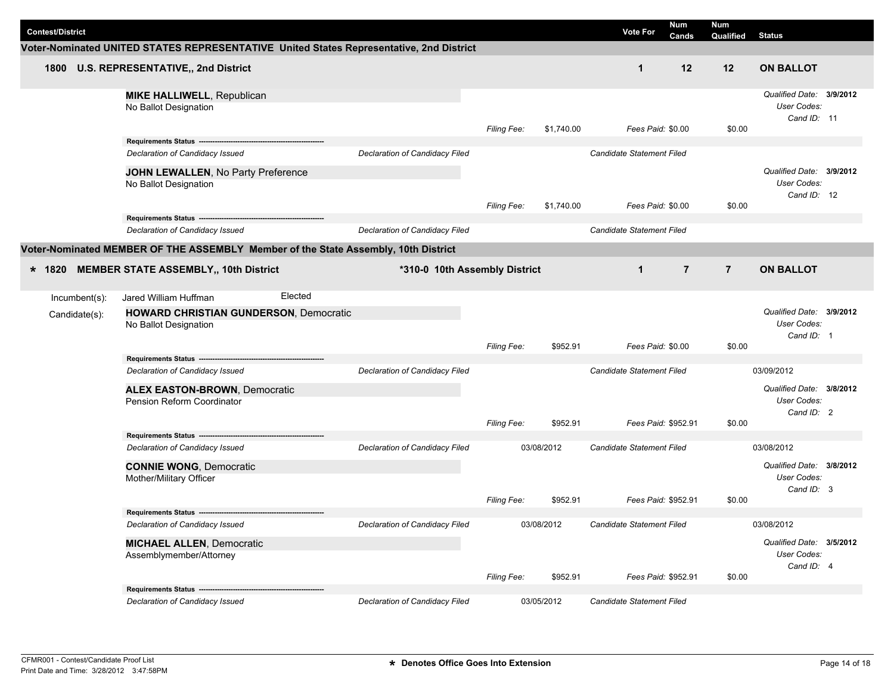| Contest/District | Vote For | Num Cands | Num Qualified | Status |
|---|---|---|---|---|

## Voter-Nominated UNITED STATES REPRESENTATIVE United States Representative, 2nd District

**1800 U.S. REPRESENTATIVE,, 2nd District** | 1 | 12 | 12 | **ON BALLOT**

**MIKE HALLIWELL**, Republican
No Ballot Designation

*Qualified Date:* **3/9/2012**
*User Codes:*
*Cand ID:* 11

*Filing Fee:* $1,740.00 *Fees Paid:* $0.00 $0.00

**Requirements Status** -------------------------------------------------------
*Declaration of Candidacy Issued* | *Declaration of Candidacy Filed* | *Candidate Statement Filed*

**JOHN LEWALLEN**, No Party Preference
No Ballot Designation

*Qualified Date:* **3/9/2012**
*User Codes:*
*Cand ID:* 12

*Filing Fee:* $1,740.00 *Fees Paid:* $0.00 $0.00

**Requirements Status** -------------------------------------------------------
*Declaration of Candidacy Issued* | *Declaration of Candidacy Filed* | *Candidate Statement Filed*

## Voter-Nominated MEMBER OF THE ASSEMBLY Member of the State Assembly, 10th District

**\* 1820 MEMBER STATE ASSEMBLY,, 10th District** | **\*310-0 10th Assembly District** | 1 | 7 | 7 | **ON BALLOT**

Incumbent(s): Jared William Huffman — Elected

Candidate(s):

**HOWARD CHRISTIAN GUNDERSON**, Democratic
No Ballot Designation

*Qualified Date:* **3/9/2012**
*User Codes:*
*Cand ID:* 1

*Filing Fee:* $952.91 *Fees Paid:* $0.00 $0.00

**Requirements Status** -------------------------------------------------------
*Declaration of Candidacy Issued* | *Declaration of Candidacy Filed* | *Candidate Statement Filed* 03/09/2012

**ALEX EASTON-BROWN**, Democratic
Pension Reform Coordinator

*Qualified Date:* **3/8/2012**
*User Codes:*
*Cand ID:* 2

*Filing Fee:* $952.91 *Fees Paid:* $952.91 $0.00

**Requirements Status** -------------------------------------------------------
*Declaration of Candidacy Issued* | *Declaration of Candidacy Filed* 03/08/2012 | *Candidate Statement Filed* 03/08/2012

**CONNIE WONG**, Democratic
Mother/Military Officer

*Qualified Date:* **3/8/2012**
*User Codes:*
*Cand ID:* 3

*Filing Fee:* $952.91 *Fees Paid:* $952.91 $0.00

**Requirements Status** -------------------------------------------------------
*Declaration of Candidacy Issued* | *Declaration of Candidacy Filed* 03/08/2012 | *Candidate Statement Filed* 03/08/2012

**MICHAEL ALLEN**, Democratic
Assemblymember/Attorney

*Qualified Date:* **3/5/2012**
*User Codes:*
*Cand ID:* 4

*Filing Fee:* $952.91 *Fees Paid:* $952.91 $0.00

**Requirements Status** -------------------------------------------------------
*Declaration of Candidacy Issued* | *Declaration of Candidacy Filed* 03/05/2012 | *Candidate Statement Filed*

CFMR001 - Contest/Candidate Proof List
Print Date and Time: 3/28/2012 3:47:58PM

**\* Denotes Office Goes Into Extension**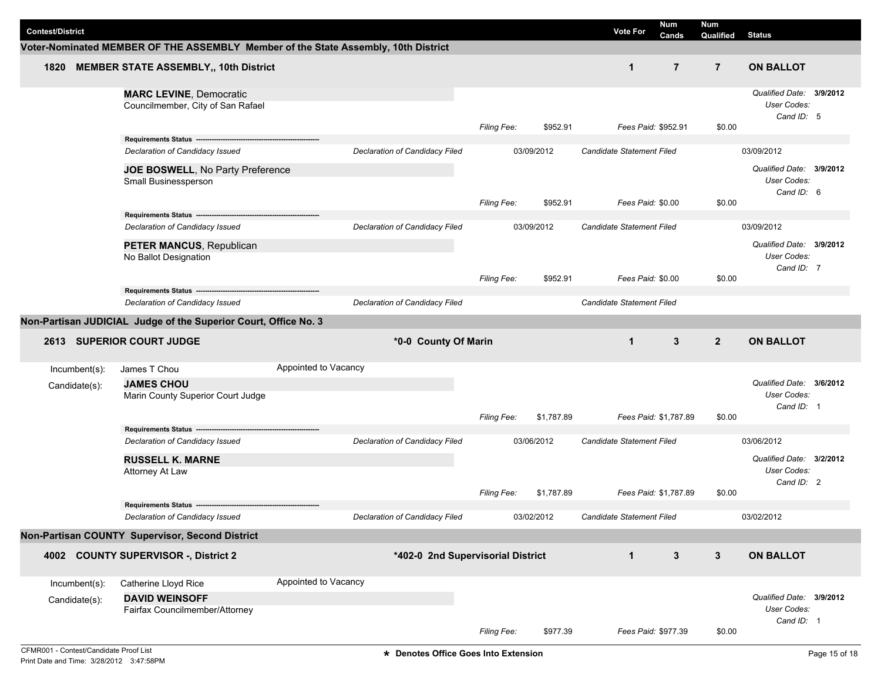| Contest/District | Vote For | Num Cands | Num Qualified | Status |
|---|---|---|---|---|

## Voter-Nominated MEMBER OF THE ASSEMBLY Member of the State Assembly, 10th District

| | Contest | Vote For | Num Cands | Num Qualified | Status |
|---|---|---|---|---|---|
| 1820 | MEMBER STATE ASSEMBLY,, 10th District | 1 | 7 | 7 | ON BALLOT |

**MARC LEVINE**, Democratic
Councilmember, City of San Rafael

*Qualified Date:* **3/9/2012**
*User Codes:*
*Cand ID:* 5

*Filing Fee:* $952.91 *Fees Paid:* $952.91 $0.00

**Requirements Status**

| *Declaration of Candidacy Issued* | *Declaration of Candidacy Filed* | 03/09/2012 | *Candidate Statement Filed* | 03/09/2012 |
|---|---|---|---|---|

**JOE BOSWELL**, No Party Preference
Small Businessperson

*Qualified Date:* **3/9/2012**
*User Codes:*
*Cand ID:* 6

*Filing Fee:* $952.91 *Fees Paid:* $0.00 $0.00

**Requirements Status**

| *Declaration of Candidacy Issued* | *Declaration of Candidacy Filed* | 03/09/2012 | *Candidate Statement Filed* | 03/09/2012 |
|---|---|---|---|---|

**PETER MANCUS**, Republican
No Ballot Designation

*Qualified Date:* **3/9/2012**
*User Codes:*
*Cand ID:* 7

*Filing Fee:* $952.91 *Fees Paid:* $0.00 $0.00

**Requirements Status**

| *Declaration of Candidacy Issued* | *Declaration of Candidacy Filed* | | *Candidate Statement Filed* | |
|---|---|---|---|---|

## Non-Partisan JUDICIAL Judge of the Superior Court, Office No. 3

| | Contest | District | Vote For | Num Cands | Num Qualified | Status |
|---|---|---|---|---|---|---|
| 2613 | SUPERIOR COURT JUDGE | *0-0 County Of Marin | 1 | 3 | 2 | ON BALLOT |

Incumbent(s): James T Chou — Appointed to Vacancy

Candidate(s):

**JAMES CHOU**
Marin County Superior Court Judge

*Qualified Date:* **3/6/2012**
*User Codes:*
*Cand ID:* 1

*Filing Fee:* $1,787.89 *Fees Paid:* $1,787.89 $0.00

**Requirements Status**

| *Declaration of Candidacy Issued* | *Declaration of Candidacy Filed* | 03/06/2012 | *Candidate Statement Filed* | 03/06/2012 |
|---|---|---|---|---|

**RUSSELL K. MARNE**
Attorney At Law

*Qualified Date:* **3/2/2012**
*User Codes:*
*Cand ID:* 2

*Filing Fee:* $1,787.89 *Fees Paid:* $1,787.89 $0.00

**Requirements Status**

| *Declaration of Candidacy Issued* | *Declaration of Candidacy Filed* | 03/02/2012 | *Candidate Statement Filed* | 03/02/2012 |
|---|---|---|---|---|

## Non-Partisan COUNTY Supervisor, Second District

| | Contest | District | Vote For | Num Cands | Num Qualified | Status |
|---|---|---|---|---|---|---|
| 4002 | COUNTY SUPERVISOR -, District 2 | *402-0 2nd Supervisorial District | 1 | 3 | 3 | ON BALLOT |

Incumbent(s): Catherine Lloyd Rice — Appointed to Vacancy

Candidate(s):

**DAVID WEINSOFF**
Fairfax Councilmember/Attorney

*Qualified Date:* **3/9/2012**
*User Codes:*
*Cand ID:* 1

*Filing Fee:* $977.39 *Fees Paid:* $977.39 $0.00

CFMR001 - Contest/Candidate Proof List
Print Date and Time: 3/28/2012 3:47:58PM

* Denotes Office Goes Into Extension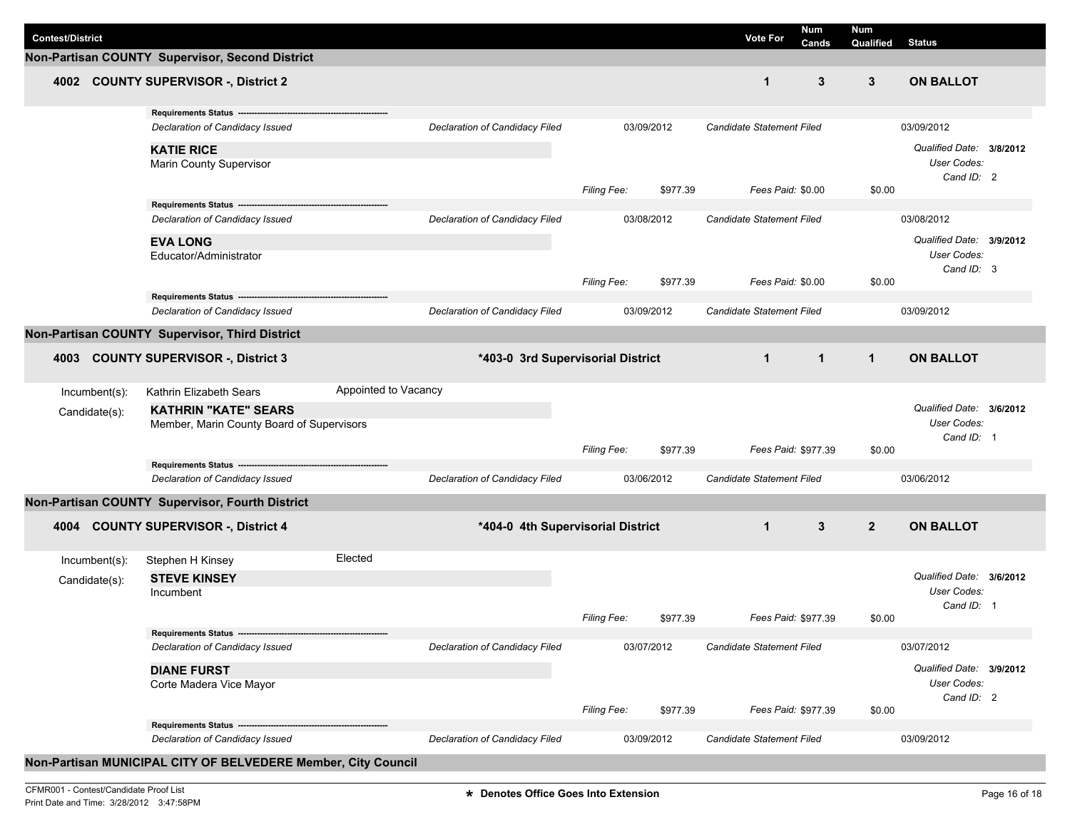| Contest/District | | Vote For | Num Cands | Num Qualified | Status |
|---|---|---|---|---|---|

## Non-Partisan COUNTY Supervisor, Second District

| | | Vote For | Num Cands | Num Qualified | Status |
|---|---|---|---|---|---|
| **4002** | **COUNTY SUPERVISOR -, District 2** | **1** | **3** | **3** | **ON BALLOT** |

**Requirements Status** ---
*Declaration of Candidacy Issued* — *Declaration of Candidacy Filed* 03/09/2012 — *Candidate Statement Filed* 03/09/2012

**KATIE RICE**
Marin County Supervisor

*Qualified Date:* **3/8/2012**
*User Codes:*
*Cand ID:* 2
*Filing Fee:* $977.39 — *Fees Paid:* $0.00 — $0.00

**Requirements Status** ---
*Declaration of Candidacy Issued* — *Declaration of Candidacy Filed* 03/08/2012 — *Candidate Statement Filed* 03/08/2012

**EVA LONG**
Educator/Administrator

*Qualified Date:* **3/9/2012**
*User Codes:*
*Cand ID:* 3
*Filing Fee:* $977.39 — *Fees Paid:* $0.00 — $0.00

**Requirements Status** ---
*Declaration of Candidacy Issued* — *Declaration of Candidacy Filed* 03/09/2012 — *Candidate Statement Filed* 03/09/2012

## Non-Partisan COUNTY Supervisor, Third District

| | | | Vote For | Num Cands | Num Qualified | Status |
|---|---|---|---|---|---|---|
| **4003** | **COUNTY SUPERVISOR -, District 3** | ***403-0 3rd Supervisorial District** | **1** | **1** | **1** | **ON BALLOT** |

Incumbent(s): Kathrin Elizabeth Sears — Appointed to Vacancy

Candidate(s):

**KATHRIN "KATE" SEARS**
Member, Marin County Board of Supervisors

*Qualified Date:* **3/6/2012**
*User Codes:*
*Cand ID:* 1
*Filing Fee:* $977.39 — *Fees Paid:* $977.39 — $0.00

**Requirements Status** ---
*Declaration of Candidacy Issued* — *Declaration of Candidacy Filed* 03/06/2012 — *Candidate Statement Filed* 03/06/2012

## Non-Partisan COUNTY Supervisor, Fourth District

| | | | Vote For | Num Cands | Num Qualified | Status |
|---|---|---|---|---|---|---|
| **4004** | **COUNTY SUPERVISOR -, District 4** | ***404-0 4th Supervisorial District** | **1** | **3** | **2** | **ON BALLOT** |

Incumbent(s): Stephen H Kinsey — Elected

Candidate(s):

**STEVE KINSEY**
Incumbent

*Qualified Date:* **3/6/2012**
*User Codes:*
*Cand ID:* 1
*Filing Fee:* $977.39 — *Fees Paid:* $977.39 — $0.00

**Requirements Status** ---
*Declaration of Candidacy Issued* — *Declaration of Candidacy Filed* 03/07/2012 — *Candidate Statement Filed* 03/07/2012

**DIANE FURST**
Corte Madera Vice Mayor

*Qualified Date:* **3/9/2012**
*User Codes:*
*Cand ID:* 2
*Filing Fee:* $977.39 — *Fees Paid:* $977.39 — $0.00

**Requirements Status** ---
*Declaration of Candidacy Issued* — *Declaration of Candidacy Filed* 03/09/2012 — *Candidate Statement Filed* 03/09/2012

## Non-Partisan MUNICIPAL CITY OF BELVEDERE Member, City Council

CFMR001 - Contest/Candidate Proof List
Print Date and Time: 3/28/2012 3:47:58PM

**\* Denotes Office Goes Into Extension**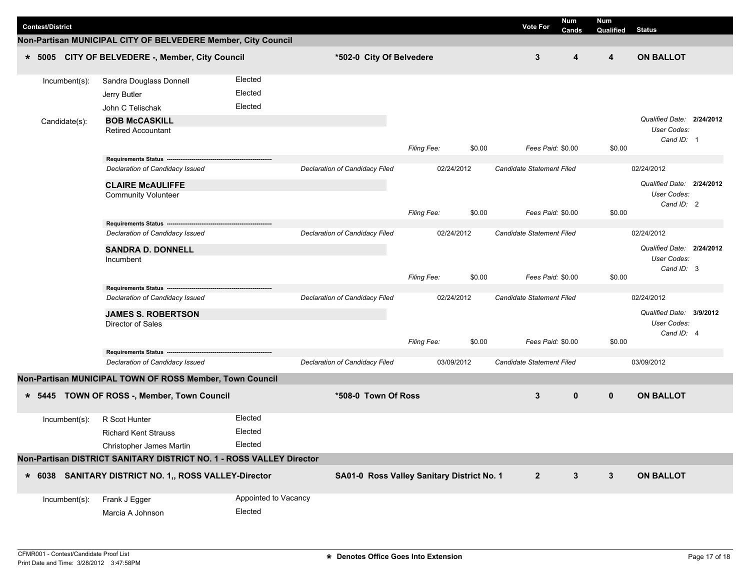| Contest/District | | Vote For | Num Cands | Num Qualified | Status |
|---|---|---|---|---|---|

## Non-Partisan MUNICIPAL CITY OF BELVEDERE Member, City Council

| * 5005 CITY OF BELVEDERE -, Member, City Council | *502-0 City Of Belvedere | 3 | 4 | 4 | ON BALLOT |
|---|---|---|---|---|---|

**Incumbent(s):**

| Name | Status |
|---|---|
| Sandra Douglass Donnell | Elected |
| Jerry Butler | Elected |
| John C Telischak | Elected |

**Candidate(s):**

**BOB McCASKILL**
Retired Accountant

*Qualified Date:* **2/24/2012**
*User Codes:*
*Cand ID:* 1

*Filing Fee:* $0.00 *Fees Paid:* $0.00 $0.00

**Requirements Status**

| *Declaration of Candidacy Issued* | *Declaration of Candidacy Filed* | 02/24/2012 | *Candidate Statement Filed* | 02/24/2012 |
|---|---|---|---|---|

**CLAIRE McAULIFFE**
Community Volunteer

*Qualified Date:* **2/24/2012**
*User Codes:*
*Cand ID:* 2

*Filing Fee:* $0.00 *Fees Paid:* $0.00 $0.00

**Requirements Status**

| *Declaration of Candidacy Issued* | *Declaration of Candidacy Filed* | 02/24/2012 | *Candidate Statement Filed* | 02/24/2012 |
|---|---|---|---|---|

**SANDRA D. DONNELL**
Incumbent

*Qualified Date:* **2/24/2012**
*User Codes:*
*Cand ID:* 3

*Filing Fee:* $0.00 *Fees Paid:* $0.00 $0.00

**Requirements Status**

| *Declaration of Candidacy Issued* | *Declaration of Candidacy Filed* | 02/24/2012 | *Candidate Statement Filed* | 02/24/2012 |
|---|---|---|---|---|

**JAMES S. ROBERTSON**
Director of Sales

*Qualified Date:* **3/9/2012**
*User Codes:*
*Cand ID:* 4

*Filing Fee:* $0.00 *Fees Paid:* $0.00 $0.00

**Requirements Status**

| *Declaration of Candidacy Issued* | *Declaration of Candidacy Filed* | 03/09/2012 | *Candidate Statement Filed* | 03/09/2012 |
|---|---|---|---|---|

## Non-Partisan MUNICIPAL TOWN OF ROSS Member, Town Council

| * 5445 TOWN OF ROSS -, Member, Town Council | *508-0 Town Of Ross | 3 | 0 | 0 | ON BALLOT |
|---|---|---|---|---|---|

**Incumbent(s):**

| Name | Status |
|---|---|
| R Scot Hunter | Elected |
| Richard Kent Strauss | Elected |
| Christopher James Martin | Elected |

## Non-Partisan DISTRICT SANITARY DISTRICT NO. 1 - ROSS VALLEY Director

| * 6038 SANITARY DISTRICT NO. 1,, ROSS VALLEY-Director | SA01-0 Ross Valley Sanitary District No. 1 | 2 | 3 | 3 | ON BALLOT |
|---|---|---|---|---|---|

**Incumbent(s):**

| Name | Status |
|---|---|
| Frank J Egger | Appointed to Vacancy |
| Marcia A Johnson | Elected |

CFMR001 - Contest/Candidate Proof List
Print Date and Time: 3/28/2012 3:47:58PM

* Denotes Office Goes Into Extension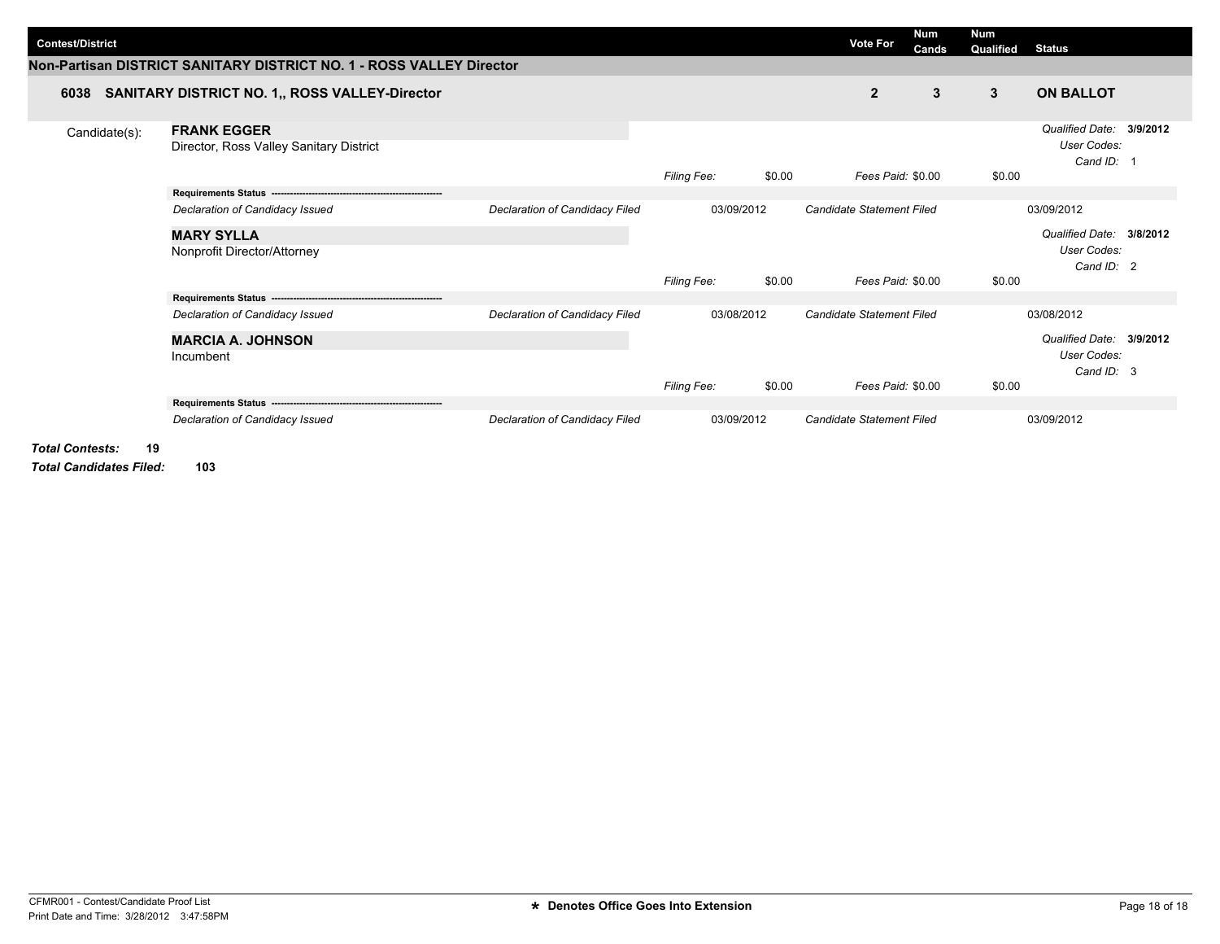| Contest/District | | | | | | Vote For | Num Cands | Num Qualified | Status |
|---|---|---|---|---|---|---|---|---|---|

**Non-Partisan DISTRICT SANITARY DISTRICT NO. 1 - ROSS VALLEY Director**

| 6038 | SANITARY DISTRICT NO. 1,, ROSS VALLEY-Director | 2 | 3 | 3 | ON BALLOT |
|---|---|---|---|---|---|

Candidate(s):

**FRANK EGGER**
Director, Ross Valley Sanitary District

*Qualified Date:* **3/9/2012**
*User Codes:*
*Cand ID:* 1

*Filing Fee:* $0.00 *Fees Paid:* $0.00 $0.00

**Requirements Status**

| | | | | |
|---|---|---|---|---|
| *Declaration of Candidacy Issued* | *Declaration of Candidacy Filed* | 03/09/2012 | *Candidate Statement Filed* | 03/09/2012 |

**MARY SYLLA**
Nonprofit Director/Attorney

*Qualified Date:* **3/8/2012**
*User Codes:*
*Cand ID:* 2

*Filing Fee:* $0.00 *Fees Paid:* $0.00 $0.00

**Requirements Status**

| | | | | |
|---|---|---|---|---|
| *Declaration of Candidacy Issued* | *Declaration of Candidacy Filed* | 03/08/2012 | *Candidate Statement Filed* | 03/08/2012 |

**MARCIA A. JOHNSON**
Incumbent

*Qualified Date:* **3/9/2012**
*User Codes:*
*Cand ID:* 3

*Filing Fee:* $0.00 *Fees Paid:* $0.00 $0.00

**Requirements Status**

| | | | | |
|---|---|---|---|---|
| *Declaration of Candidacy Issued* | *Declaration of Candidacy Filed* | 03/09/2012 | *Candidate Statement Filed* | 03/09/2012 |

***Total Contests:*** **19**
***Total Candidates Filed:*** **103**

CFMR001 - Contest/Candidate Proof List
Print Date and Time: 3/28/2012 3:47:58PM

**\* Denotes Office Goes Into Extension**